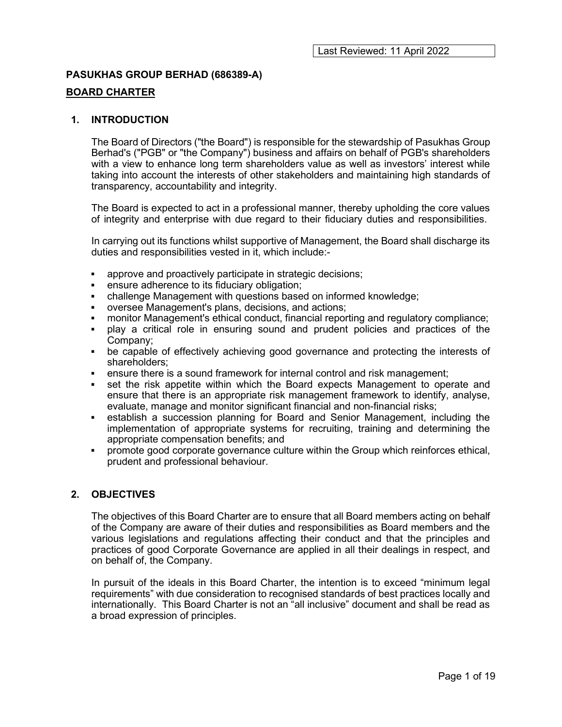Last Reviewed: 11 April 2022

**PASUKHAS GROUP BERHAD (686389-A)**

**BOARD CHARTER**

## 1. INTRODUCTION

The Board of Directors ("the Board") is responsible for the stewardship of Pasukhas Group Berhad's ("PGB" or "the Company") business and affairs on behalf of PGB's shareholders with a view to enhance long term shareholders value as well as investors' interest while taking into account the interests of other stakeholders and maintaining high standards of transparency, accountability and integrity.

The Board is expected to act in a professional manner, thereby upholding the core values of integrity and enterprise with due regard to their fiduciary duties and responsibilities.

In carrying out its functions whilst supportive of Management, the Board shall discharge its duties and responsibilities vested in it, which include:-

- approve and proactively participate in strategic decisions;
- ensure adherence to its fiduciary obligation;
- challenge Management with questions based on informed knowledge;
- oversee Management's plans, decisions, and actions;
- monitor Management's ethical conduct, financial reporting and regulatory compliance;
- play a critical role in ensuring sound and prudent policies and practices of the Company;
- be capable of effectively achieving good governance and protecting the interests of shareholders;
- ensure there is a sound framework for internal control and risk management;
- set the risk appetite within which the Board expects Management to operate and ensure that there is an appropriate risk management framework to identify, analyse, evaluate, manage and monitor significant financial and non-financial risks;
- establish a succession planning for Board and Senior Management, including the implementation of appropriate systems for recruiting, training and determining the appropriate compensation benefits; and
- promote good corporate governance culture within the Group which reinforces ethical, prudent and professional behaviour.

## 2. OBJECTIVES

The objectives of this Board Charter are to ensure that all Board members acting on behalf of the Company are aware of their duties and responsibilities as Board members and the various legislations and regulations affecting their conduct and that the principles and practices of good Corporate Governance are applied in all their dealings in respect, and on behalf of, the Company.

In pursuit of the ideals in this Board Charter, the intention is to exceed "minimum legal requirements" with due consideration to recognised standards of best practices locally and internationally. This Board Charter is not an "all inclusive" document and shall be read as a broad expression of principles.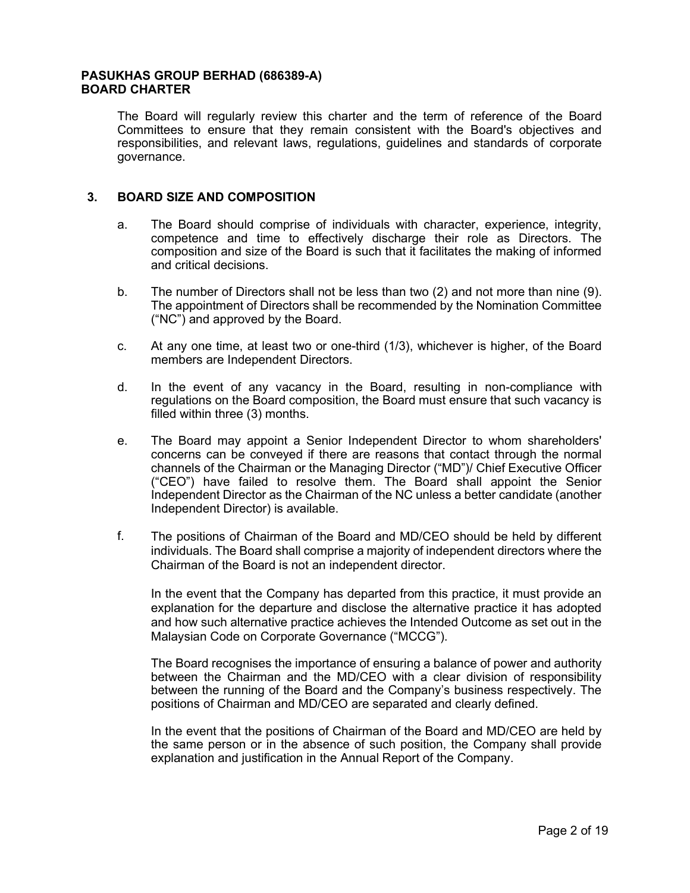The Board will regularly review this charter and the term of reference of the Board Committees to ensure that they remain consistent with the Board's objectives and responsibilities, and relevant laws, regulations, guidelines and standards of corporate governance.

## 3. BOARD SIZE AND COMPOSITION

a. The Board should comprise of individuals with character, experience, integrity, competence and time to effectively discharge their role as Directors. The composition and size of the Board is such that it facilitates the making of informed and critical decisions.

b. The number of Directors shall not be less than two (2) and not more than nine (9). The appointment of Directors shall be recommended by the Nomination Committee ("NC") and approved by the Board.

c. At any one time, at least two or one-third (1/3), whichever is higher, of the Board members are Independent Directors.

d. In the event of any vacancy in the Board, resulting in non-compliance with regulations on the Board composition, the Board must ensure that such vacancy is filled within three (3) months.

e. The Board may appoint a Senior Independent Director to whom shareholders' concerns can be conveyed if there are reasons that contact through the normal channels of the Chairman or the Managing Director ("MD")/ Chief Executive Officer ("CEO") have failed to resolve them. The Board shall appoint the Senior Independent Director as the Chairman of the NC unless a better candidate (another Independent Director) is available.

f. The positions of Chairman of the Board and MD/CEO should be held by different individuals. The Board shall comprise a majority of independent directors where the Chairman of the Board is not an independent director.

   In the event that the Company has departed from this practice, it must provide an explanation for the departure and disclose the alternative practice it has adopted and how such alternative practice achieves the Intended Outcome as set out in the Malaysian Code on Corporate Governance ("MCCG").

   The Board recognises the importance of ensuring a balance of power and authority between the Chairman and the MD/CEO with a clear division of responsibility between the running of the Board and the Company's business respectively. The positions of Chairman and MD/CEO are separated and clearly defined.

   In the event that the positions of Chairman of the Board and MD/CEO are held by the same person or in the absence of such position, the Company shall provide explanation and justification in the Annual Report of the Company.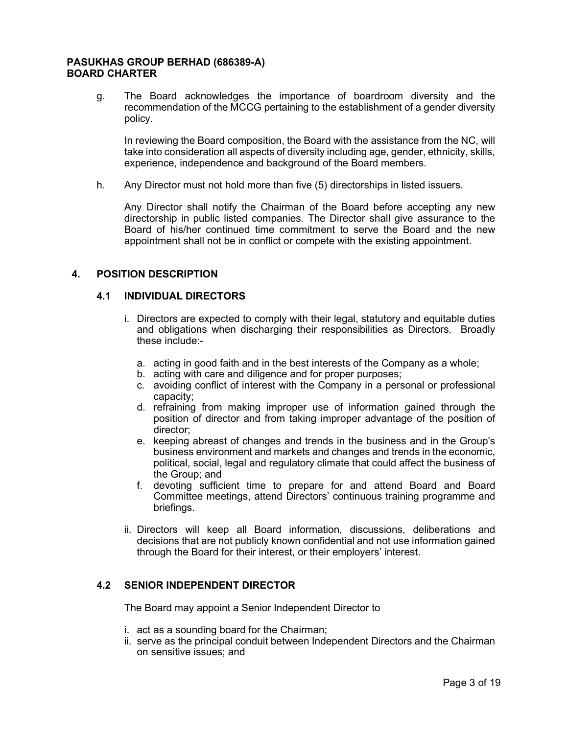g. The Board acknowledges the importance of boardroom diversity and the recommendation of the MCCG pertaining to the establishment of a gender diversity policy.

   In reviewing the Board composition, the Board with the assistance from the NC, will take into consideration all aspects of diversity including age, gender, ethnicity, skills, experience, independence and background of the Board members.

h. Any Director must not hold more than five (5) directorships in listed issuers.

   Any Director shall notify the Chairman of the Board before accepting any new directorship in public listed companies. The Director shall give assurance to the Board of his/her continued time commitment to serve the Board and the new appointment shall not be in conflict or compete with the existing appointment.

## 4. POSITION DESCRIPTION

### 4.1 INDIVIDUAL DIRECTORS

i. Directors are expected to comply with their legal, statutory and equitable duties and obligations when discharging their responsibilities as Directors. Broadly these include:-

   a. acting in good faith and in the best interests of the Company as a whole;
   b. acting with care and diligence and for proper purposes;
   c. avoiding conflict of interest with the Company in a personal or professional capacity;
   d. refraining from making improper use of information gained through the position of director and from taking improper advantage of the position of director;
   e. keeping abreast of changes and trends in the business and in the Group's business environment and markets and changes and trends in the economic, political, social, legal and regulatory climate that could affect the business of the Group; and
   f. devoting sufficient time to prepare for and attend Board and Board Committee meetings, attend Directors' continuous training programme and briefings.

ii. Directors will keep all Board information, discussions, deliberations and decisions that are not publicly known confidential and not use information gained through the Board for their interest, or their employers' interest.

### 4.2 SENIOR INDEPENDENT DIRECTOR

The Board may appoint a Senior Independent Director to

i. act as a sounding board for the Chairman;
ii. serve as the principal conduit between Independent Directors and the Chairman on sensitive issues; and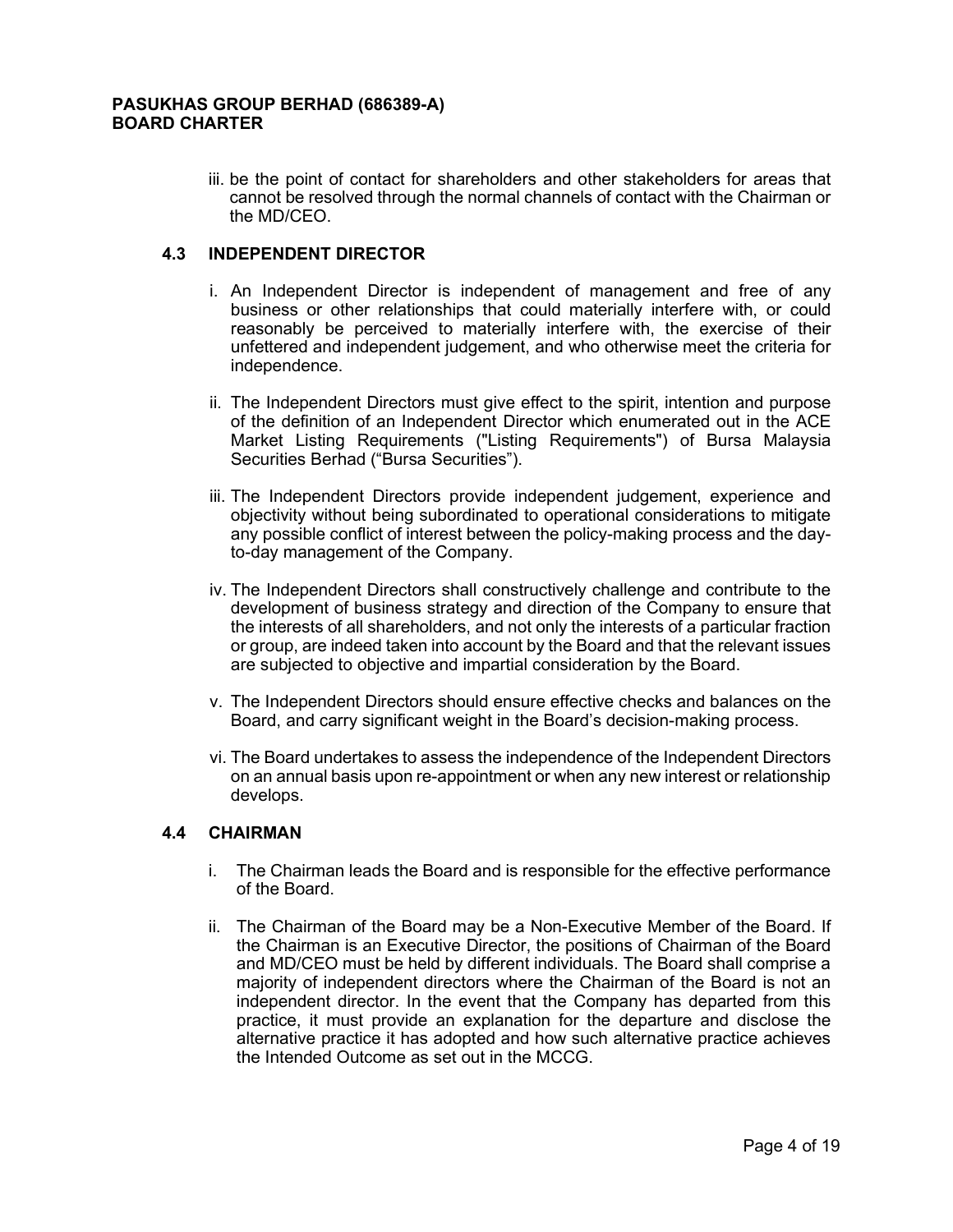iii. be the point of contact for shareholders and other stakeholders for areas that cannot be resolved through the normal channels of contact with the Chairman or the MD/CEO.

### 4.3 INDEPENDENT DIRECTOR

i. An Independent Director is independent of management and free of any business or other relationships that could materially interfere with, or could reasonably be perceived to materially interfere with, the exercise of their unfettered and independent judgement, and who otherwise meet the criteria for independence.

ii. The Independent Directors must give effect to the spirit, intention and purpose of the definition of an Independent Director which enumerated out in the ACE Market Listing Requirements ("Listing Requirements") of Bursa Malaysia Securities Berhad ("Bursa Securities").

iii. The Independent Directors provide independent judgement, experience and objectivity without being subordinated to operational considerations to mitigate any possible conflict of interest between the policy-making process and the day-to-day management of the Company.

iv. The Independent Directors shall constructively challenge and contribute to the development of business strategy and direction of the Company to ensure that the interests of all shareholders, and not only the interests of a particular fraction or group, are indeed taken into account by the Board and that the relevant issues are subjected to objective and impartial consideration by the Board.

v. The Independent Directors should ensure effective checks and balances on the Board, and carry significant weight in the Board's decision-making process.

vi. The Board undertakes to assess the independence of the Independent Directors on an annual basis upon re-appointment or when any new interest or relationship develops.

### 4.4 CHAIRMAN

i. The Chairman leads the Board and is responsible for the effective performance of the Board.

ii. The Chairman of the Board may be a Non-Executive Member of the Board. If the Chairman is an Executive Director, the positions of Chairman of the Board and MD/CEO must be held by different individuals. The Board shall comprise a majority of independent directors where the Chairman of the Board is not an independent director. In the event that the Company has departed from this practice, it must provide an explanation for the departure and disclose the alternative practice it has adopted and how such alternative practice achieves the Intended Outcome as set out in the MCCG.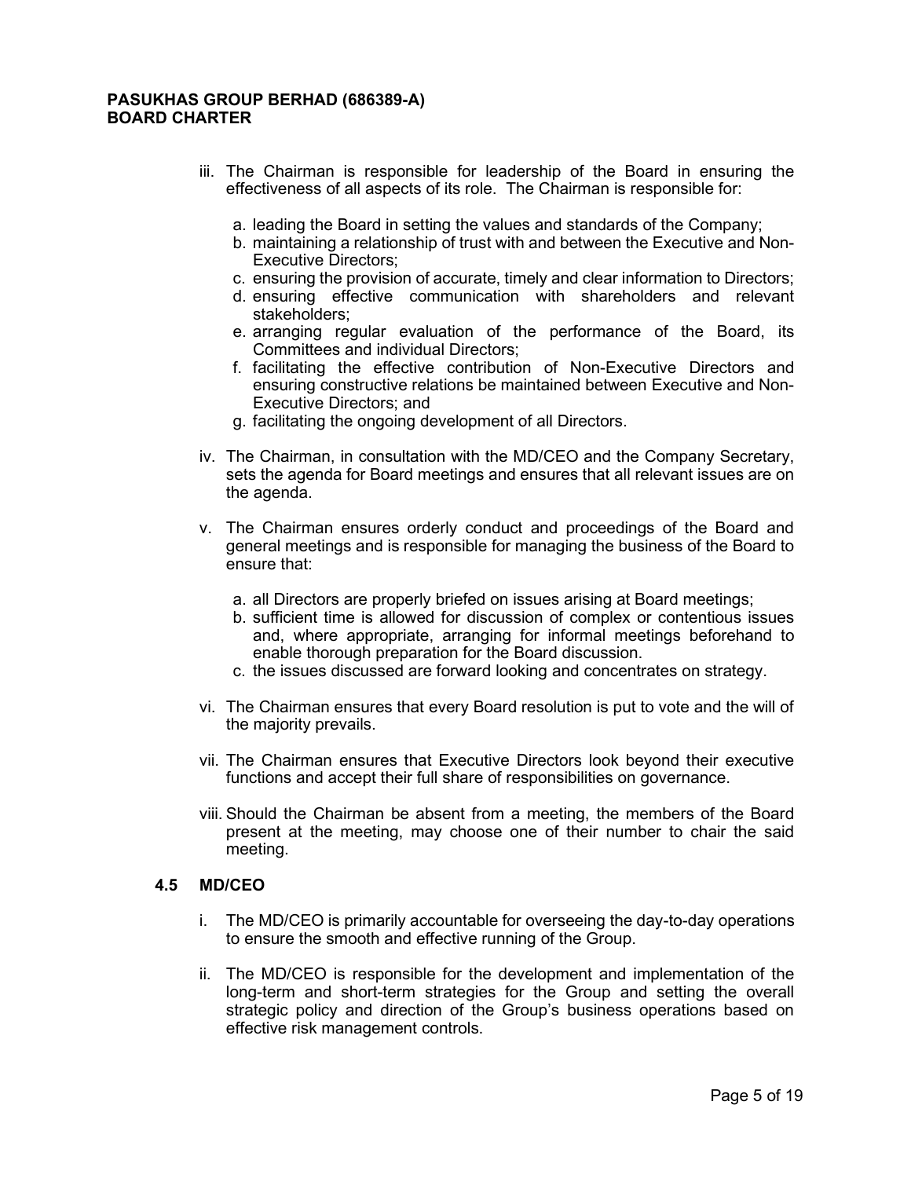iii. The Chairman is responsible for leadership of the Board in ensuring the effectiveness of all aspects of its role. The Chairman is responsible for:

   a. leading the Board in setting the values and standards of the Company;
   b. maintaining a relationship of trust with and between the Executive and Non-Executive Directors;
   c. ensuring the provision of accurate, timely and clear information to Directors;
   d. ensuring effective communication with shareholders and relevant stakeholders;
   e. arranging regular evaluation of the performance of the Board, its Committees and individual Directors;
   f. facilitating the effective contribution of Non-Executive Directors and ensuring constructive relations be maintained between Executive and Non-Executive Directors; and
   g. facilitating the ongoing development of all Directors.

iv. The Chairman, in consultation with the MD/CEO and the Company Secretary, sets the agenda for Board meetings and ensures that all relevant issues are on the agenda.

v. The Chairman ensures orderly conduct and proceedings of the Board and general meetings and is responsible for managing the business of the Board to ensure that:

   a. all Directors are properly briefed on issues arising at Board meetings;
   b. sufficient time is allowed for discussion of complex or contentious issues and, where appropriate, arranging for informal meetings beforehand to enable thorough preparation for the Board discussion.
   c. the issues discussed are forward looking and concentrates on strategy.

vi. The Chairman ensures that every Board resolution is put to vote and the will of the majority prevails.

vii. The Chairman ensures that Executive Directors look beyond their executive functions and accept their full share of responsibilities on governance.

viii. Should the Chairman be absent from a meeting, the members of the Board present at the meeting, may choose one of their number to chair the said meeting.

### 4.5 MD/CEO

i. The MD/CEO is primarily accountable for overseeing the day-to-day operations to ensure the smooth and effective running of the Group.

ii. The MD/CEO is responsible for the development and implementation of the long-term and short-term strategies for the Group and setting the overall strategic policy and direction of the Group's business operations based on effective risk management controls.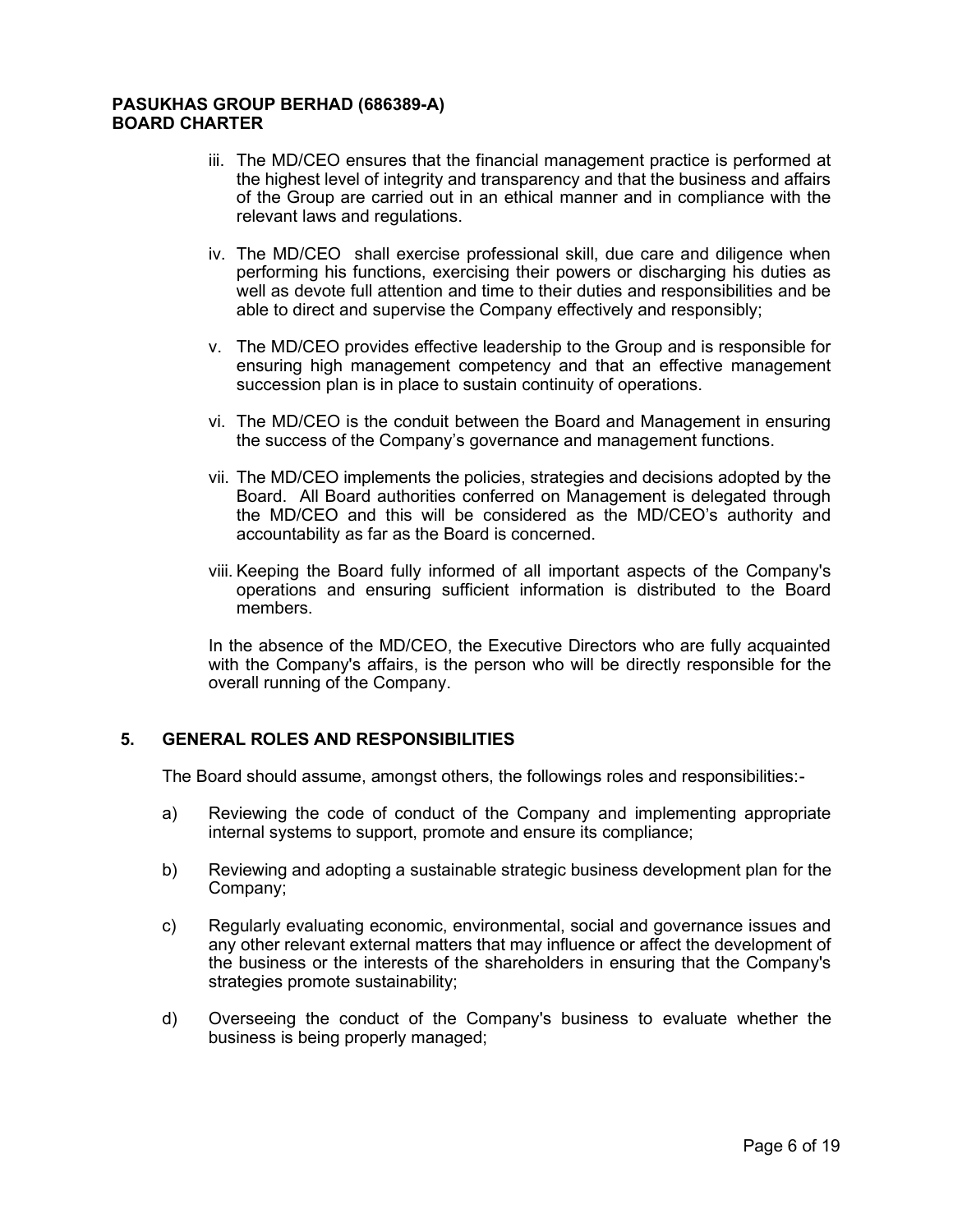iii. The MD/CEO ensures that the financial management practice is performed at the highest level of integrity and transparency and that the business and affairs of the Group are carried out in an ethical manner and in compliance with the relevant laws and regulations.

iv. The MD/CEO shall exercise professional skill, due care and diligence when performing his functions, exercising their powers or discharging his duties as well as devote full attention and time to their duties and responsibilities and be able to direct and supervise the Company effectively and responsibly;

v. The MD/CEO provides effective leadership to the Group and is responsible for ensuring high management competency and that an effective management succession plan is in place to sustain continuity of operations.

vi. The MD/CEO is the conduit between the Board and Management in ensuring the success of the Company's governance and management functions.

vii. The MD/CEO implements the policies, strategies and decisions adopted by the Board. All Board authorities conferred on Management is delegated through the MD/CEO and this will be considered as the MD/CEO's authority and accountability as far as the Board is concerned.

viii. Keeping the Board fully informed of all important aspects of the Company's operations and ensuring sufficient information is distributed to the Board members.

In the absence of the MD/CEO, the Executive Directors who are fully acquainted with the Company's affairs, is the person who will be directly responsible for the overall running of the Company.

## 5. GENERAL ROLES AND RESPONSIBILITIES

The Board should assume, amongst others, the followings roles and responsibilities:-

a) Reviewing the code of conduct of the Company and implementing appropriate internal systems to support, promote and ensure its compliance;

b) Reviewing and adopting a sustainable strategic business development plan for the Company;

c) Regularly evaluating economic, environmental, social and governance issues and any other relevant external matters that may influence or affect the development of the business or the interests of the shareholders in ensuring that the Company's strategies promote sustainability;

d) Overseeing the conduct of the Company's business to evaluate whether the business is being properly managed;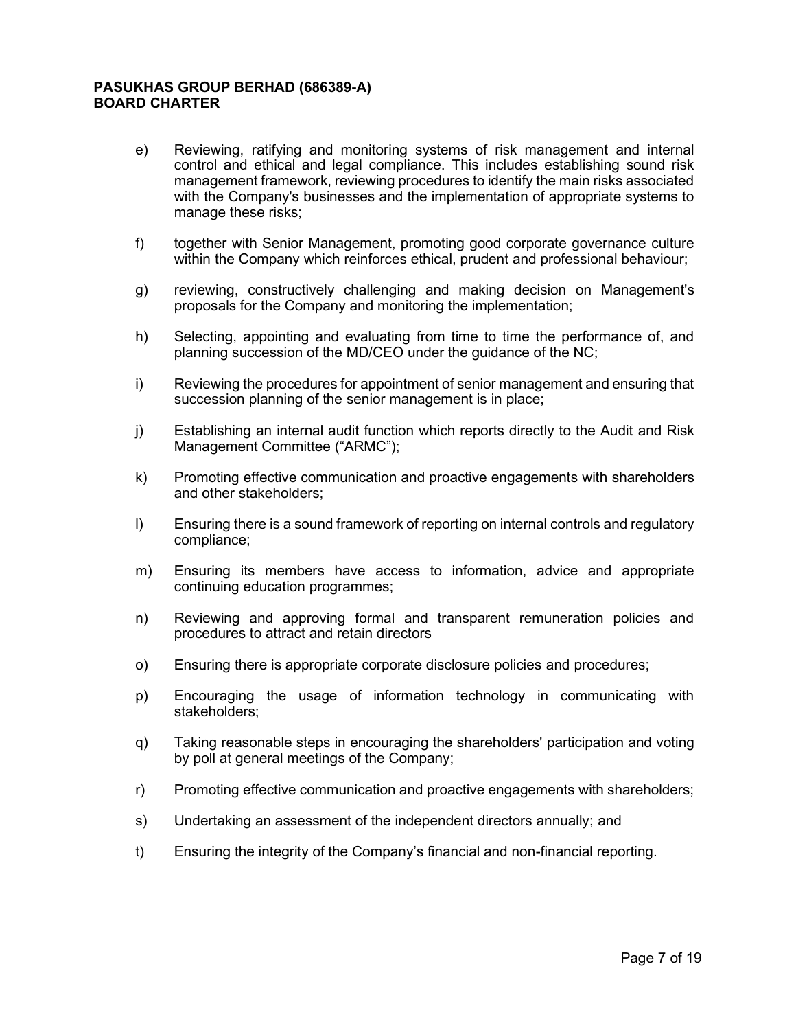e) Reviewing, ratifying and monitoring systems of risk management and internal control and ethical and legal compliance. This includes establishing sound risk management framework, reviewing procedures to identify the main risks associated with the Company's businesses and the implementation of appropriate systems to manage these risks;

f) together with Senior Management, promoting good corporate governance culture within the Company which reinforces ethical, prudent and professional behaviour;

g) reviewing, constructively challenging and making decision on Management's proposals for the Company and monitoring the implementation;

h) Selecting, appointing and evaluating from time to time the performance of, and planning succession of the MD/CEO under the guidance of the NC;

i) Reviewing the procedures for appointment of senior management and ensuring that succession planning of the senior management is in place;

j) Establishing an internal audit function which reports directly to the Audit and Risk Management Committee ("ARMC");

k) Promoting effective communication and proactive engagements with shareholders and other stakeholders;

l) Ensuring there is a sound framework of reporting on internal controls and regulatory compliance;

m) Ensuring its members have access to information, advice and appropriate continuing education programmes;

n) Reviewing and approving formal and transparent remuneration policies and procedures to attract and retain directors

o) Ensuring there is appropriate corporate disclosure policies and procedures;

p) Encouraging the usage of information technology in communicating with stakeholders;

q) Taking reasonable steps in encouraging the shareholders' participation and voting by poll at general meetings of the Company;

r) Promoting effective communication and proactive engagements with shareholders;

s) Undertaking an assessment of the independent directors annually; and

t) Ensuring the integrity of the Company's financial and non-financial reporting.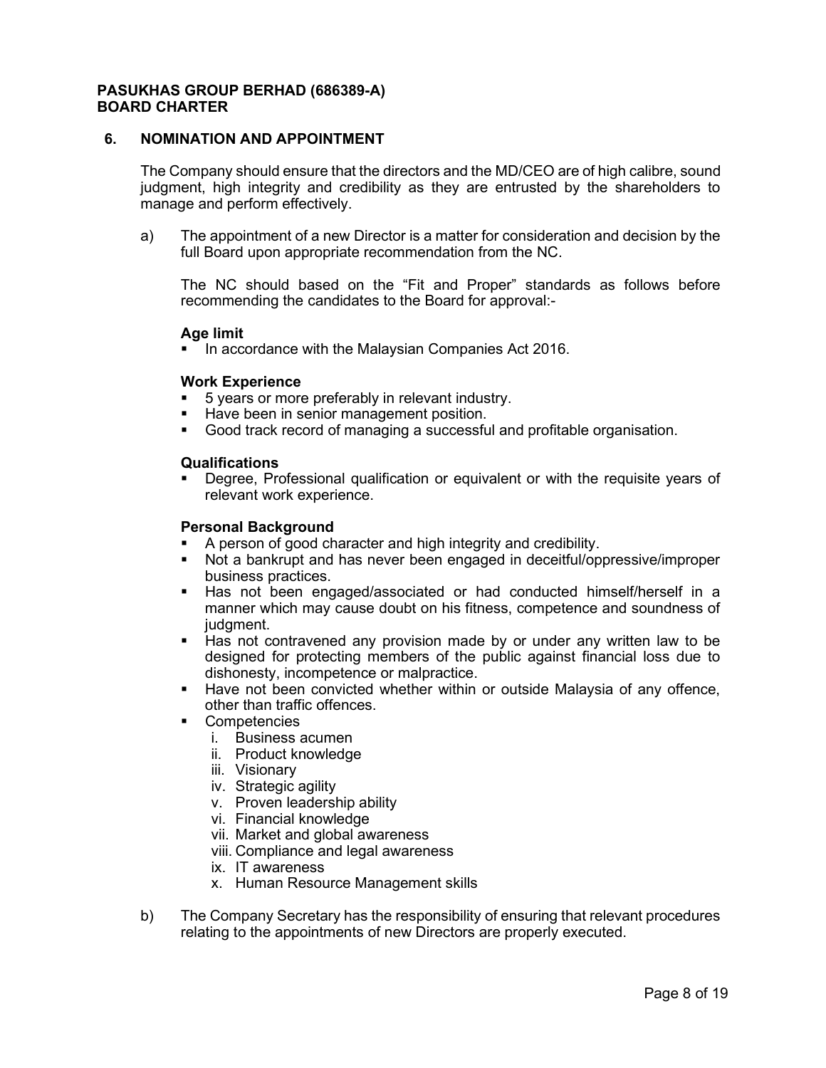## 6. NOMINATION AND APPOINTMENT

The Company should ensure that the directors and the MD/CEO are of high calibre, sound judgment, high integrity and credibility as they are entrusted by the shareholders to manage and perform effectively.

a) The appointment of a new Director is a matter for consideration and decision by the full Board upon appropriate recommendation from the NC.

   The NC should based on the "Fit and Proper" standards as follows before recommending the candidates to the Board for approval:-

   **Age limit**
   - In accordance with the Malaysian Companies Act 2016.

   **Work Experience**
   - 5 years or more preferably in relevant industry.
   - Have been in senior management position.
   - Good track record of managing a successful and profitable organisation.

   **Qualifications**
   - Degree, Professional qualification or equivalent or with the requisite years of relevant work experience.

   **Personal Background**
   - A person of good character and high integrity and credibility.
   - Not a bankrupt and has never been engaged in deceitful/oppressive/improper business practices.
   - Has not been engaged/associated or had conducted himself/herself in a manner which may cause doubt on his fitness, competence and soundness of judgment.
   - Has not contravened any provision made by or under any written law to be designed for protecting members of the public against financial loss due to dishonesty, incompetence or malpractice.
   - Have not been convicted whether within or outside Malaysia of any offence, other than traffic offences.
   - Competencies
     i. Business acumen
     ii. Product knowledge
     iii. Visionary
     iv. Strategic agility
     v. Proven leadership ability
     vi. Financial knowledge
     vii. Market and global awareness
     viii. Compliance and legal awareness
     ix. IT awareness
     x. Human Resource Management skills

b) The Company Secretary has the responsibility of ensuring that relevant procedures relating to the appointments of new Directors are properly executed.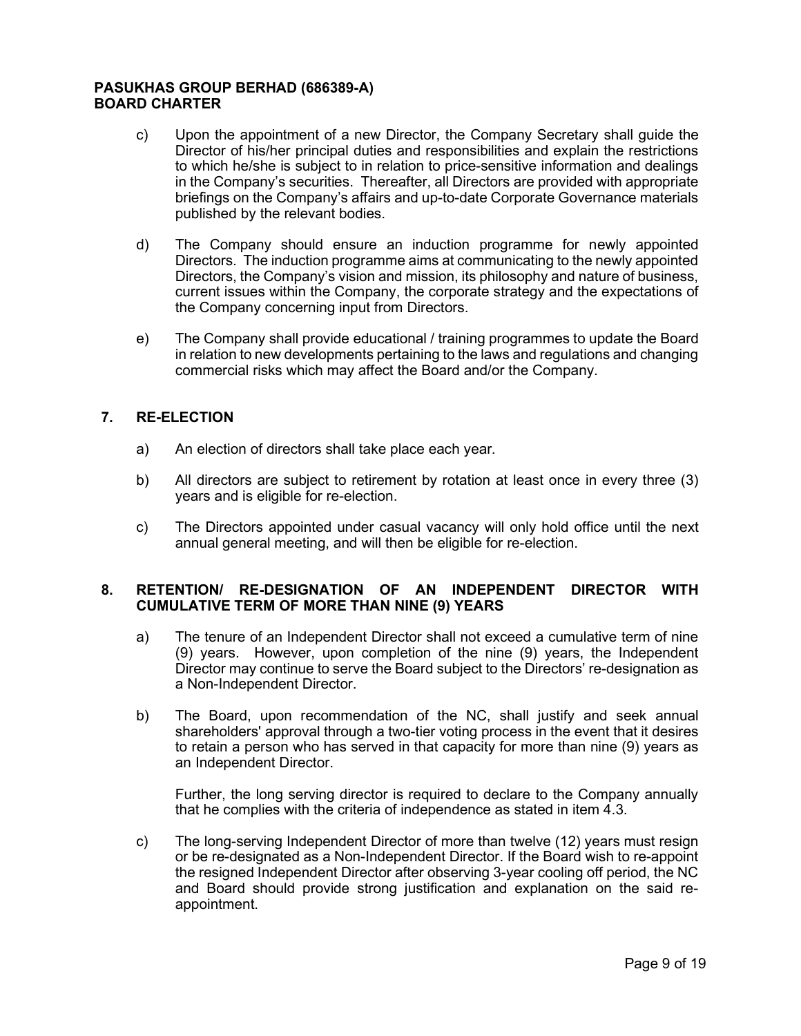c) Upon the appointment of a new Director, the Company Secretary shall guide the Director of his/her principal duties and responsibilities and explain the restrictions to which he/she is subject to in relation to price-sensitive information and dealings in the Company's securities. Thereafter, all Directors are provided with appropriate briefings on the Company's affairs and up-to-date Corporate Governance materials published by the relevant bodies.

d) The Company should ensure an induction programme for newly appointed Directors. The induction programme aims at communicating to the newly appointed Directors, the Company's vision and mission, its philosophy and nature of business, current issues within the Company, the corporate strategy and the expectations of the Company concerning input from Directors.

e) The Company shall provide educational / training programmes to update the Board in relation to new developments pertaining to the laws and regulations and changing commercial risks which may affect the Board and/or the Company.

## 7. RE-ELECTION

a) An election of directors shall take place each year.

b) All directors are subject to retirement by rotation at least once in every three (3) years and is eligible for re-election.

c) The Directors appointed under casual vacancy will only hold office until the next annual general meeting, and will then be eligible for re-election.

## 8. RETENTION/ RE-DESIGNATION OF AN INDEPENDENT DIRECTOR WITH CUMULATIVE TERM OF MORE THAN NINE (9) YEARS

a) The tenure of an Independent Director shall not exceed a cumulative term of nine (9) years. However, upon completion of the nine (9) years, the Independent Director may continue to serve the Board subject to the Directors' re-designation as a Non-Independent Director.

b) The Board, upon recommendation of the NC, shall justify and seek annual shareholders' approval through a two-tier voting process in the event that it desires to retain a person who has served in that capacity for more than nine (9) years as an Independent Director.

Further, the long serving director is required to declare to the Company annually that he complies with the criteria of independence as stated in item 4.3.

c) The long-serving Independent Director of more than twelve (12) years must resign or be re-designated as a Non-Independent Director. If the Board wish to re-appoint the resigned Independent Director after observing 3-year cooling off period, the NC and Board should provide strong justification and explanation on the said re-appointment.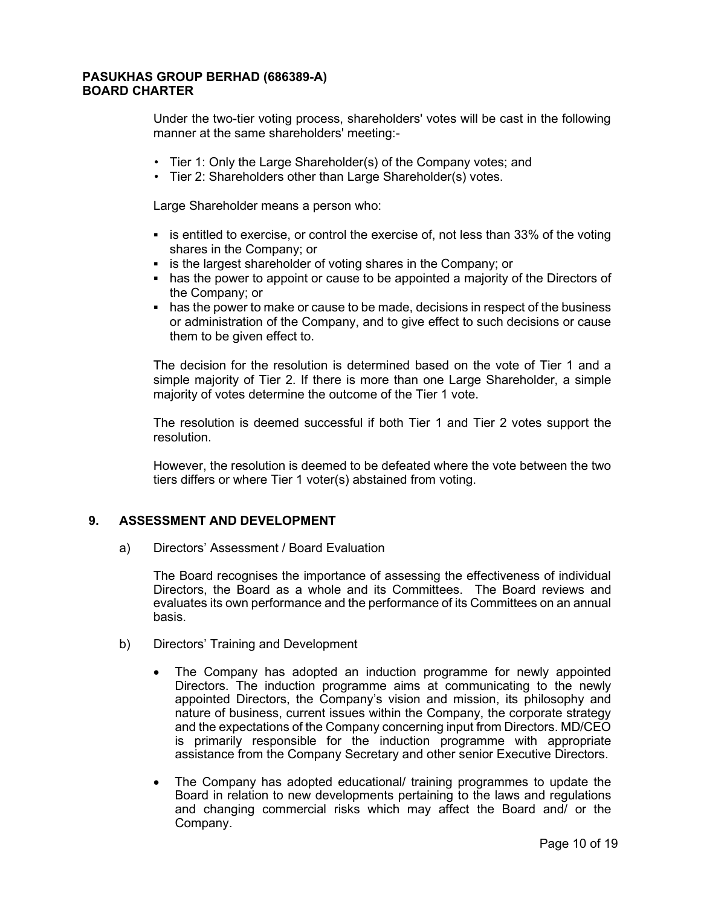Under the two-tier voting process, shareholders' votes will be cast in the following manner at the same shareholders' meeting:-

- Tier 1: Only the Large Shareholder(s) of the Company votes; and
- Tier 2: Shareholders other than Large Shareholder(s) votes.

Large Shareholder means a person who:

- is entitled to exercise, or control the exercise of, not less than 33% of the voting shares in the Company; or
- is the largest shareholder of voting shares in the Company; or
- has the power to appoint or cause to be appointed a majority of the Directors of the Company; or
- has the power to make or cause to be made, decisions in respect of the business or administration of the Company, and to give effect to such decisions or cause them to be given effect to.

The decision for the resolution is determined based on the vote of Tier 1 and a simple majority of Tier 2. If there is more than one Large Shareholder, a simple majority of votes determine the outcome of the Tier 1 vote.

The resolution is deemed successful if both Tier 1 and Tier 2 votes support the resolution.

However, the resolution is deemed to be defeated where the vote between the two tiers differs or where Tier 1 voter(s) abstained from voting.

## 9. ASSESSMENT AND DEVELOPMENT

a) Directors' Assessment / Board Evaluation

The Board recognises the importance of assessing the effectiveness of individual Directors, the Board as a whole and its Committees. The Board reviews and evaluates its own performance and the performance of its Committees on an annual basis.

b) Directors' Training and Development

- The Company has adopted an induction programme for newly appointed Directors. The induction programme aims at communicating to the newly appointed Directors, the Company's vision and mission, its philosophy and nature of business, current issues within the Company, the corporate strategy and the expectations of the Company concerning input from Directors. MD/CEO is primarily responsible for the induction programme with appropriate assistance from the Company Secretary and other senior Executive Directors.
- The Company has adopted educational/ training programmes to update the Board in relation to new developments pertaining to the laws and regulations and changing commercial risks which may affect the Board and/ or the Company.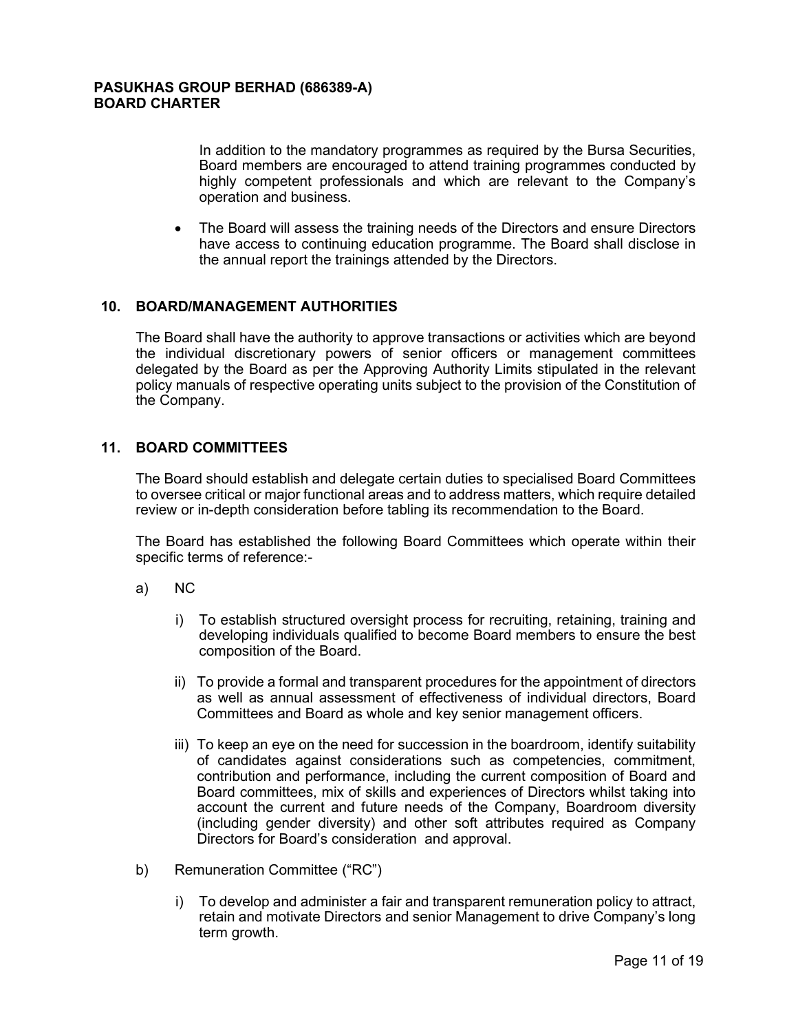In addition to the mandatory programmes as required by the Bursa Securities, Board members are encouraged to attend training programmes conducted by highly competent professionals and which are relevant to the Company's operation and business.

- The Board will assess the training needs of the Directors and ensure Directors have access to continuing education programme. The Board shall disclose in the annual report the trainings attended by the Directors.

## 10. BOARD/MANAGEMENT AUTHORITIES

The Board shall have the authority to approve transactions or activities which are beyond the individual discretionary powers of senior officers or management committees delegated by the Board as per the Approving Authority Limits stipulated in the relevant policy manuals of respective operating units subject to the provision of the Constitution of the Company.

## 11. BOARD COMMITTEES

The Board should establish and delegate certain duties to specialised Board Committees to oversee critical or major functional areas and to address matters, which require detailed review or in-depth consideration before tabling its recommendation to the Board.

The Board has established the following Board Committees which operate within their specific terms of reference:-

a) NC

   i) To establish structured oversight process for recruiting, retaining, training and developing individuals qualified to become Board members to ensure the best composition of the Board.

   ii) To provide a formal and transparent procedures for the appointment of directors as well as annual assessment of effectiveness of individual directors, Board Committees and Board as whole and key senior management officers.

   iii) To keep an eye on the need for succession in the boardroom, identify suitability of candidates against considerations such as competencies, commitment, contribution and performance, including the current composition of Board and Board committees, mix of skills and experiences of Directors whilst taking into account the current and future needs of the Company, Boardroom diversity (including gender diversity) and other soft attributes required as Company Directors for Board's consideration and approval.

b) Remuneration Committee ("RC")

   i) To develop and administer a fair and transparent remuneration policy to attract, retain and motivate Directors and senior Management to drive Company's long term growth.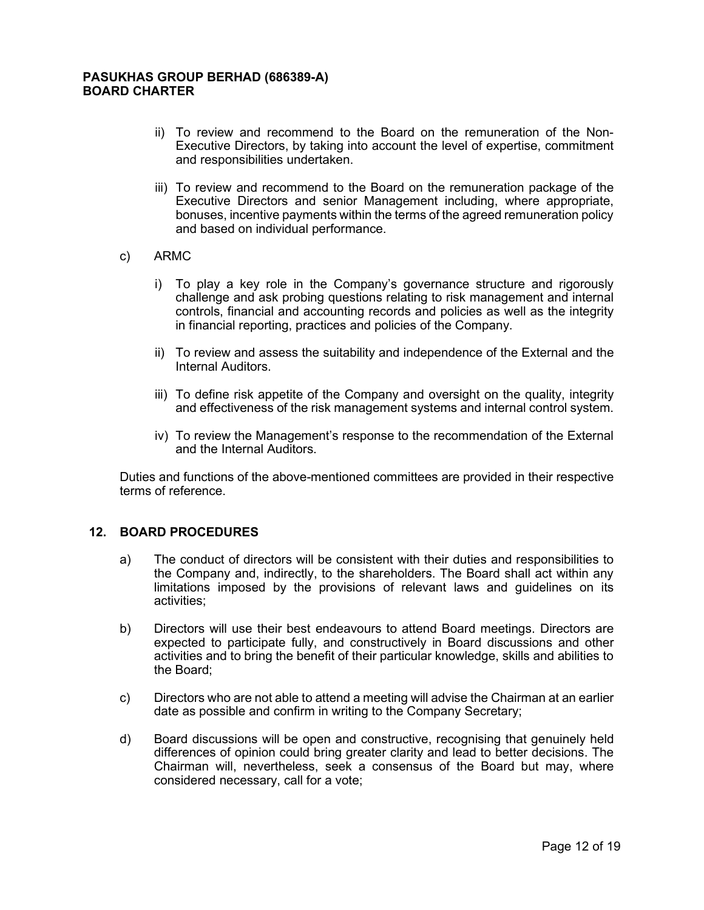ii) To review and recommend to the Board on the remuneration of the Non-Executive Directors, by taking into account the level of expertise, commitment and responsibilities undertaken.

iii) To review and recommend to the Board on the remuneration package of the Executive Directors and senior Management including, where appropriate, bonuses, incentive payments within the terms of the agreed remuneration policy and based on individual performance.

c) ARMC

i) To play a key role in the Company's governance structure and rigorously challenge and ask probing questions relating to risk management and internal controls, financial and accounting records and policies as well as the integrity in financial reporting, practices and policies of the Company.

ii) To review and assess the suitability and independence of the External and the Internal Auditors.

iii) To define risk appetite of the Company and oversight on the quality, integrity and effectiveness of the risk management systems and internal control system.

iv) To review the Management's response to the recommendation of the External and the Internal Auditors.

Duties and functions of the above-mentioned committees are provided in their respective terms of reference.

## 12. BOARD PROCEDURES

a) The conduct of directors will be consistent with their duties and responsibilities to the Company and, indirectly, to the shareholders. The Board shall act within any limitations imposed by the provisions of relevant laws and guidelines on its activities;

b) Directors will use their best endeavours to attend Board meetings. Directors are expected to participate fully, and constructively in Board discussions and other activities and to bring the benefit of their particular knowledge, skills and abilities to the Board;

c) Directors who are not able to attend a meeting will advise the Chairman at an earlier date as possible and confirm in writing to the Company Secretary;

d) Board discussions will be open and constructive, recognising that genuinely held differences of opinion could bring greater clarity and lead to better decisions. The Chairman will, nevertheless, seek a consensus of the Board but may, where considered necessary, call for a vote;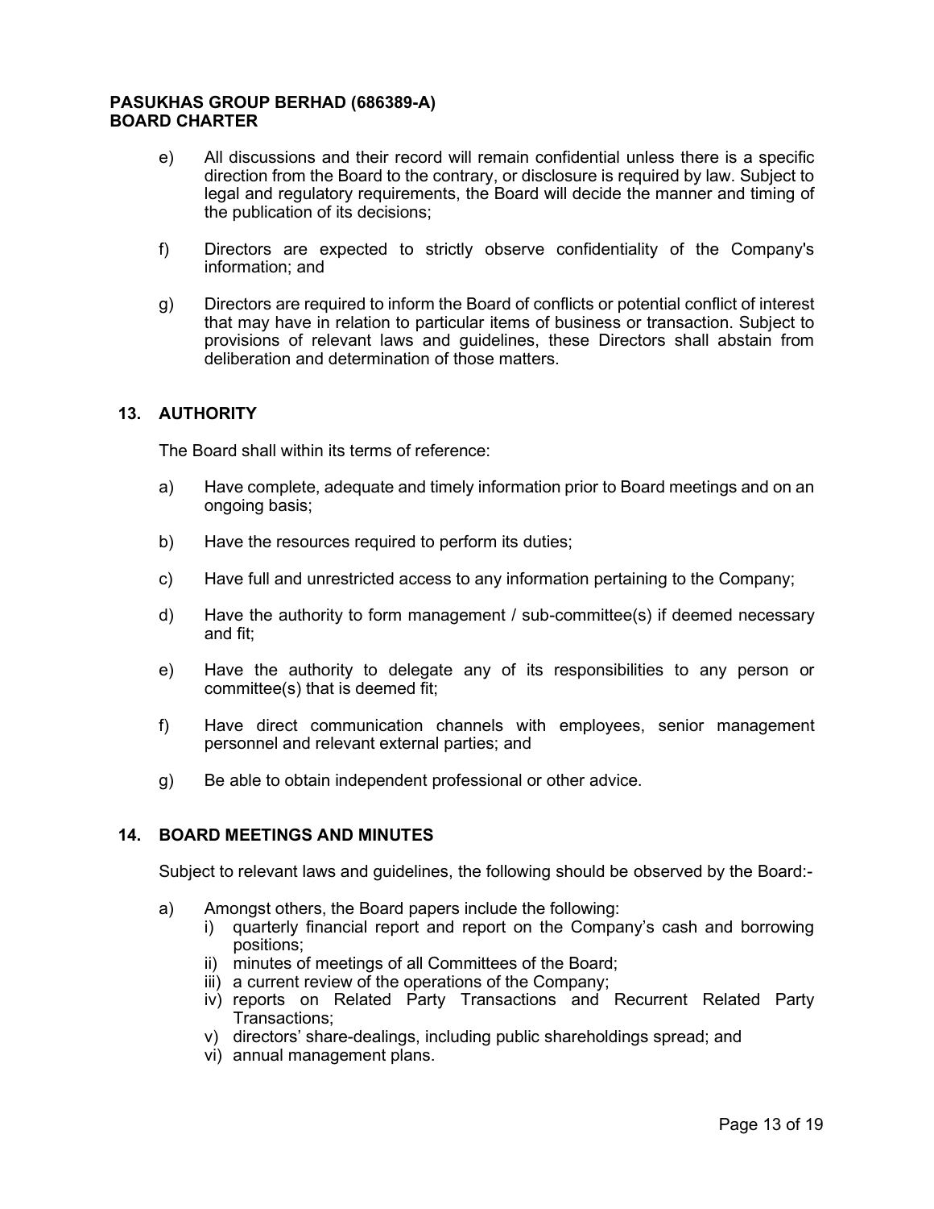e) All discussions and their record will remain confidential unless there is a specific direction from the Board to the contrary, or disclosure is required by law. Subject to legal and regulatory requirements, the Board will decide the manner and timing of the publication of its decisions;

f) Directors are expected to strictly observe confidentiality of the Company's information; and

g) Directors are required to inform the Board of conflicts or potential conflict of interest that may have in relation to particular items of business or transaction. Subject to provisions of relevant laws and guidelines, these Directors shall abstain from deliberation and determination of those matters.

## 13. AUTHORITY

The Board shall within its terms of reference:

a) Have complete, adequate and timely information prior to Board meetings and on an ongoing basis;

b) Have the resources required to perform its duties;

c) Have full and unrestricted access to any information pertaining to the Company;

d) Have the authority to form management / sub-committee(s) if deemed necessary and fit;

e) Have the authority to delegate any of its responsibilities to any person or committee(s) that is deemed fit;

f) Have direct communication channels with employees, senior management personnel and relevant external parties; and

g) Be able to obtain independent professional or other advice.

## 14. BOARD MEETINGS AND MINUTES

Subject to relevant laws and guidelines, the following should be observed by the Board:-

a) Amongst others, the Board papers include the following:
   i) quarterly financial report and report on the Company's cash and borrowing positions;
   ii) minutes of meetings of all Committees of the Board;
   iii) a current review of the operations of the Company;
   iv) reports on Related Party Transactions and Recurrent Related Party Transactions;
   v) directors' share-dealings, including public shareholdings spread; and
   vi) annual management plans.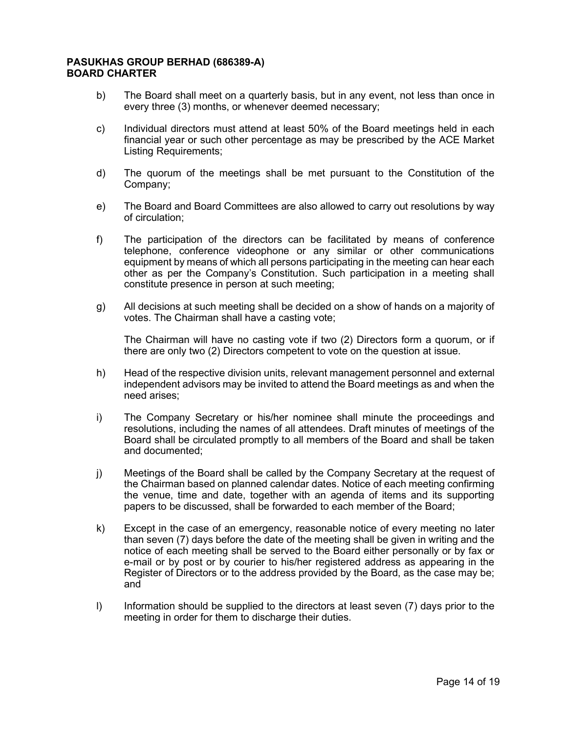b) The Board shall meet on a quarterly basis, but in any event, not less than once in every three (3) months, or whenever deemed necessary;

c) Individual directors must attend at least 50% of the Board meetings held in each financial year or such other percentage as may be prescribed by the ACE Market Listing Requirements;

d) The quorum of the meetings shall be met pursuant to the Constitution of the Company;

e) The Board and Board Committees are also allowed to carry out resolutions by way of circulation;

f) The participation of the directors can be facilitated by means of conference telephone, conference videophone or any similar or other communications equipment by means of which all persons participating in the meeting can hear each other as per the Company's Constitution. Such participation in a meeting shall constitute presence in person at such meeting;

g) All decisions at such meeting shall be decided on a show of hands on a majority of votes. The Chairman shall have a casting vote;

   The Chairman will have no casting vote if two (2) Directors form a quorum, or if there are only two (2) Directors competent to vote on the question at issue.

h) Head of the respective division units, relevant management personnel and external independent advisors may be invited to attend the Board meetings as and when the need arises;

i) The Company Secretary or his/her nominee shall minute the proceedings and resolutions, including the names of all attendees. Draft minutes of meetings of the Board shall be circulated promptly to all members of the Board and shall be taken and documented;

j) Meetings of the Board shall be called by the Company Secretary at the request of the Chairman based on planned calendar dates. Notice of each meeting confirming the venue, time and date, together with an agenda of items and its supporting papers to be discussed, shall be forwarded to each member of the Board;

k) Except in the case of an emergency, reasonable notice of every meeting no later than seven (7) days before the date of the meeting shall be given in writing and the notice of each meeting shall be served to the Board either personally or by fax or e-mail or by post or by courier to his/her registered address as appearing in the Register of Directors or to the address provided by the Board, as the case may be; and

l) Information should be supplied to the directors at least seven (7) days prior to the meeting in order for them to discharge their duties.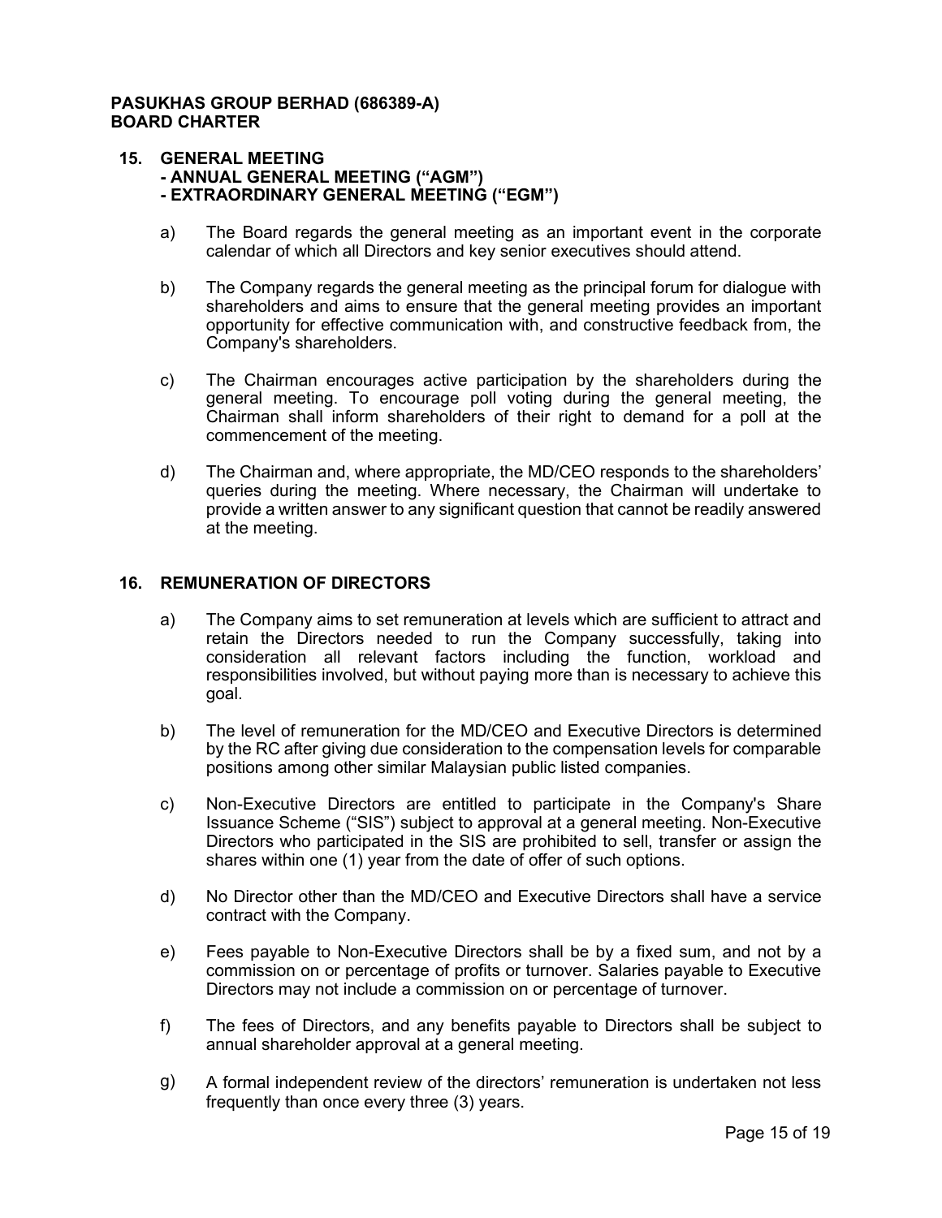## 15. GENERAL MEETING
## - ANNUAL GENERAL MEETING ("AGM")
## - EXTRAORDINARY GENERAL MEETING ("EGM")

a) The Board regards the general meeting as an important event in the corporate calendar of which all Directors and key senior executives should attend.

b) The Company regards the general meeting as the principal forum for dialogue with shareholders and aims to ensure that the general meeting provides an important opportunity for effective communication with, and constructive feedback from, the Company's shareholders.

c) The Chairman encourages active participation by the shareholders during the general meeting. To encourage poll voting during the general meeting, the Chairman shall inform shareholders of their right to demand for a poll at the commencement of the meeting.

d) The Chairman and, where appropriate, the MD/CEO responds to the shareholders' queries during the meeting. Where necessary, the Chairman will undertake to provide a written answer to any significant question that cannot be readily answered at the meeting.

## 16. REMUNERATION OF DIRECTORS

a) The Company aims to set remuneration at levels which are sufficient to attract and retain the Directors needed to run the Company successfully, taking into consideration all relevant factors including the function, workload and responsibilities involved, but without paying more than is necessary to achieve this goal.

b) The level of remuneration for the MD/CEO and Executive Directors is determined by the RC after giving due consideration to the compensation levels for comparable positions among other similar Malaysian public listed companies.

c) Non-Executive Directors are entitled to participate in the Company's Share Issuance Scheme ("SIS") subject to approval at a general meeting. Non-Executive Directors who participated in the SIS are prohibited to sell, transfer or assign the shares within one (1) year from the date of offer of such options.

d) No Director other than the MD/CEO and Executive Directors shall have a service contract with the Company.

e) Fees payable to Non-Executive Directors shall be by a fixed sum, and not by a commission on or percentage of profits or turnover. Salaries payable to Executive Directors may not include a commission on or percentage of turnover.

f) The fees of Directors, and any benefits payable to Directors shall be subject to annual shareholder approval at a general meeting.

g) A formal independent review of the directors' remuneration is undertaken not less frequently than once every three (3) years.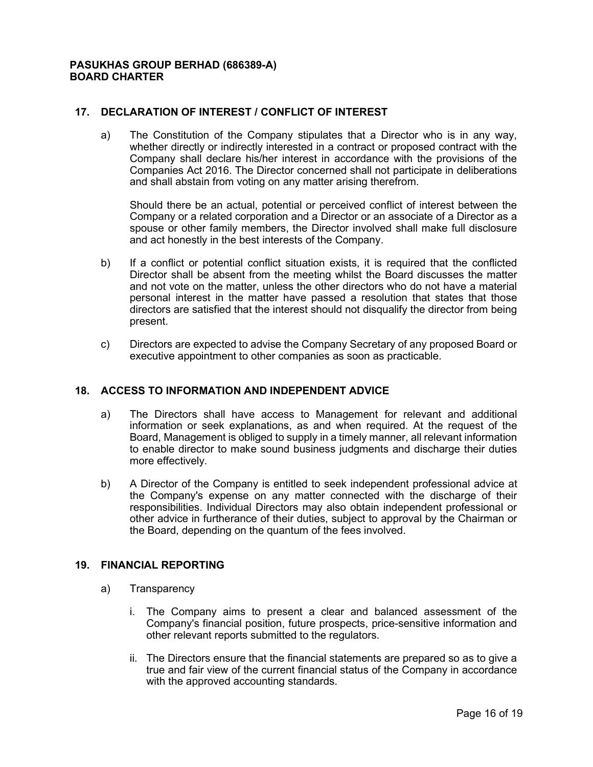## 17. DECLARATION OF INTEREST / CONFLICT OF INTEREST

a) The Constitution of the Company stipulates that a Director who is in any way, whether directly or indirectly interested in a contract or proposed contract with the Company shall declare his/her interest in accordance with the provisions of the Companies Act 2016. The Director concerned shall not participate in deliberations and shall abstain from voting on any matter arising therefrom.

   Should there be an actual, potential or perceived conflict of interest between the Company or a related corporation and a Director or an associate of a Director as a spouse or other family members, the Director involved shall make full disclosure and act honestly in the best interests of the Company.

b) If a conflict or potential conflict situation exists, it is required that the conflicted Director shall be absent from the meeting whilst the Board discusses the matter and not vote on the matter, unless the other directors who do not have a material personal interest in the matter have passed a resolution that states that those directors are satisfied that the interest should not disqualify the director from being present.

c) Directors are expected to advise the Company Secretary of any proposed Board or executive appointment to other companies as soon as practicable.

## 18. ACCESS TO INFORMATION AND INDEPENDENT ADVICE

a) The Directors shall have access to Management for relevant and additional information or seek explanations, as and when required. At the request of the Board, Management is obliged to supply in a timely manner, all relevant information to enable director to make sound business judgments and discharge their duties more effectively.

b) A Director of the Company is entitled to seek independent professional advice at the Company's expense on any matter connected with the discharge of their responsibilities. Individual Directors may also obtain independent professional or other advice in furtherance of their duties, subject to approval by the Chairman or the Board, depending on the quantum of the fees involved.

## 19. FINANCIAL REPORTING

a) Transparency

   i. The Company aims to present a clear and balanced assessment of the Company's financial position, future prospects, price-sensitive information and other relevant reports submitted to the regulators.

   ii. The Directors ensure that the financial statements are prepared so as to give a true and fair view of the current financial status of the Company in accordance with the approved accounting standards.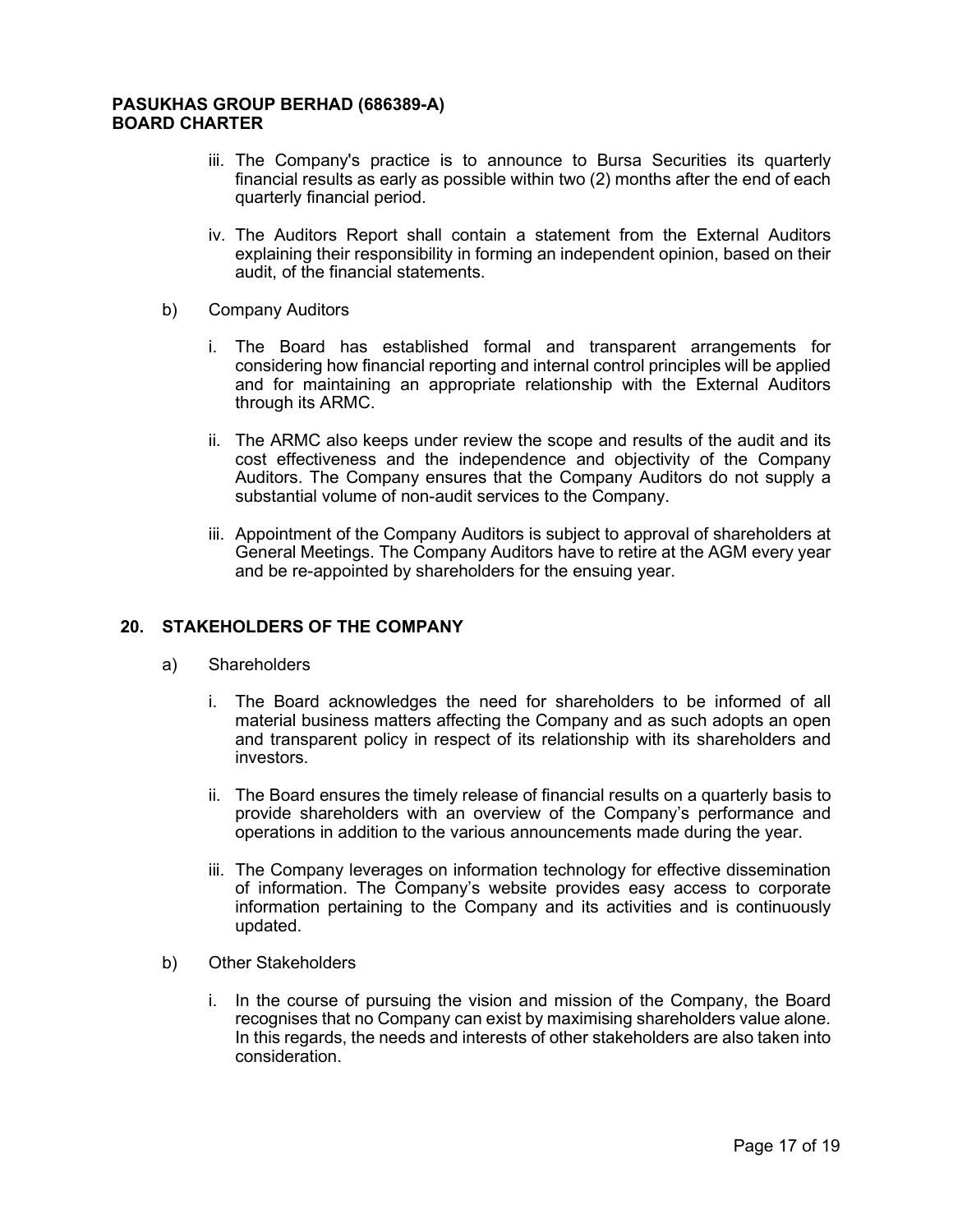iii. The Company's practice is to announce to Bursa Securities its quarterly financial results as early as possible within two (2) months after the end of each quarterly financial period.

iv. The Auditors Report shall contain a statement from the External Auditors explaining their responsibility in forming an independent opinion, based on their audit, of the financial statements.

b) Company Auditors

i. The Board has established formal and transparent arrangements for considering how financial reporting and internal control principles will be applied and for maintaining an appropriate relationship with the External Auditors through its ARMC.

ii. The ARMC also keeps under review the scope and results of the audit and its cost effectiveness and the independence and objectivity of the Company Auditors. The Company ensures that the Company Auditors do not supply a substantial volume of non-audit services to the Company.

iii. Appointment of the Company Auditors is subject to approval of shareholders at General Meetings. The Company Auditors have to retire at the AGM every year and be re-appointed by shareholders for the ensuing year.

## 20. STAKEHOLDERS OF THE COMPANY

a) Shareholders

i. The Board acknowledges the need for shareholders to be informed of all material business matters affecting the Company and as such adopts an open and transparent policy in respect of its relationship with its shareholders and investors.

ii. The Board ensures the timely release of financial results on a quarterly basis to provide shareholders with an overview of the Company's performance and operations in addition to the various announcements made during the year.

iii. The Company leverages on information technology for effective dissemination of information. The Company's website provides easy access to corporate information pertaining to the Company and its activities and is continuously updated.

b) Other Stakeholders

i. In the course of pursuing the vision and mission of the Company, the Board recognises that no Company can exist by maximising shareholders value alone. In this regards, the needs and interests of other stakeholders are also taken into consideration.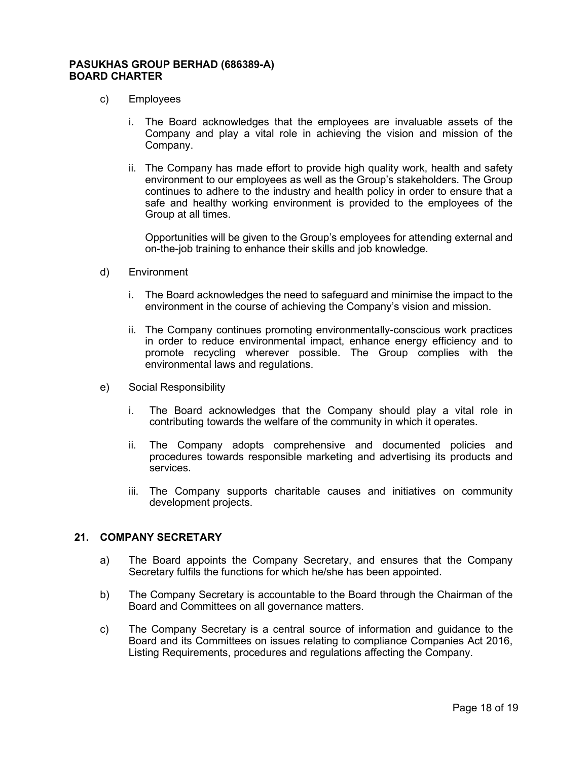c) Employees

   i. The Board acknowledges that the employees are invaluable assets of the Company and play a vital role in achieving the vision and mission of the Company.

   ii. The Company has made effort to provide high quality work, health and safety environment to our employees as well as the Group's stakeholders. The Group continues to adhere to the industry and health policy in order to ensure that a safe and healthy working environment is provided to the employees of the Group at all times.

   Opportunities will be given to the Group's employees for attending external and on-the-job training to enhance their skills and job knowledge.

d) Environment

   i. The Board acknowledges the need to safeguard and minimise the impact to the environment in the course of achieving the Company's vision and mission.

   ii. The Company continues promoting environmentally-conscious work practices in order to reduce environmental impact, enhance energy efficiency and to promote recycling wherever possible. The Group complies with the environmental laws and regulations.

e) Social Responsibility

   i. The Board acknowledges that the Company should play a vital role in contributing towards the welfare of the community in which it operates.

   ii. The Company adopts comprehensive and documented policies and procedures towards responsible marketing and advertising its products and services.

   iii. The Company supports charitable causes and initiatives on community development projects.

## 21. COMPANY SECRETARY

a) The Board appoints the Company Secretary, and ensures that the Company Secretary fulfils the functions for which he/she has been appointed.

b) The Company Secretary is accountable to the Board through the Chairman of the Board and Committees on all governance matters.

c) The Company Secretary is a central source of information and guidance to the Board and its Committees on issues relating to compliance Companies Act 2016, Listing Requirements, procedures and regulations affecting the Company.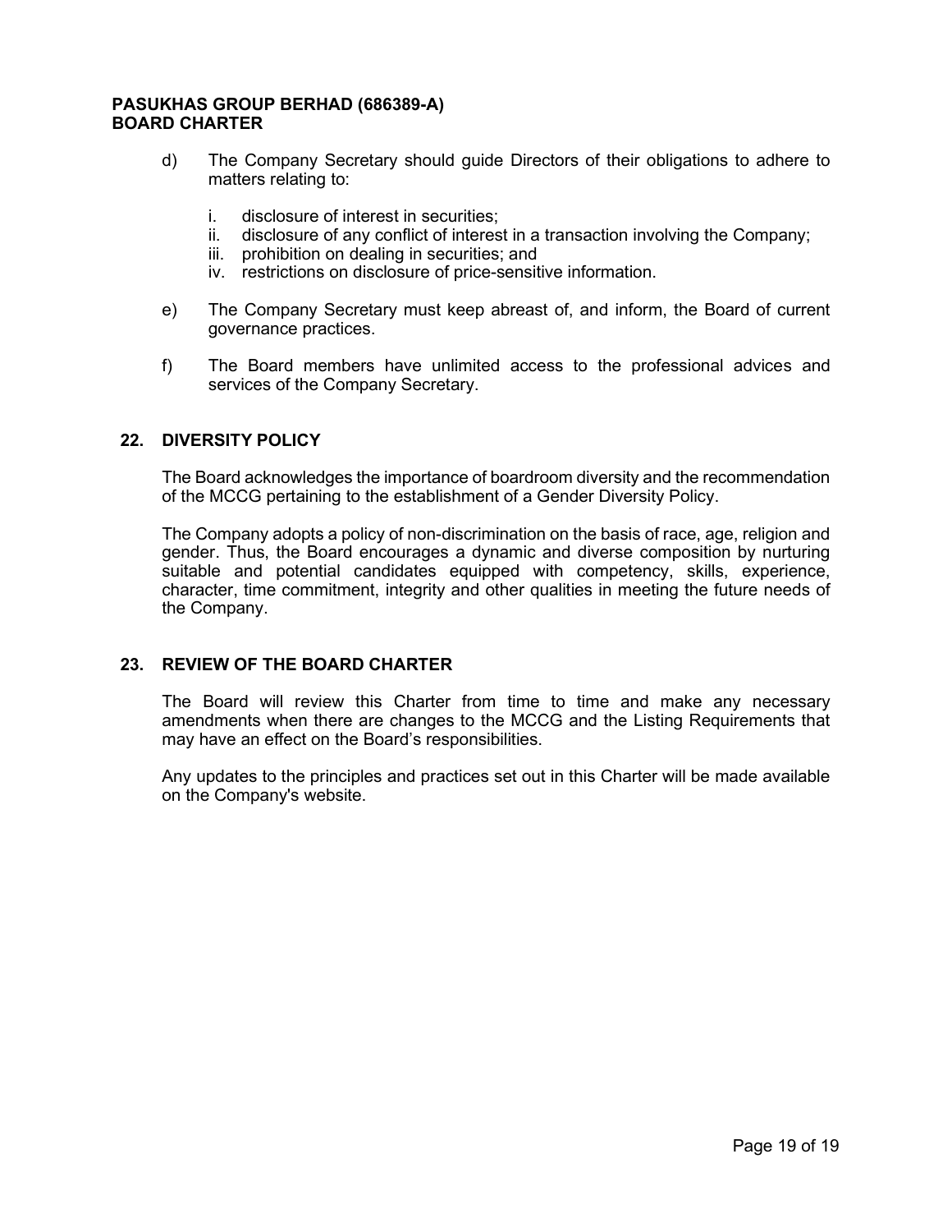d) The Company Secretary should guide Directors of their obligations to adhere to matters relating to:

   i. disclosure of interest in securities;
   ii. disclosure of any conflict of interest in a transaction involving the Company;
   iii. prohibition on dealing in securities; and
   iv. restrictions on disclosure of price-sensitive information.

e) The Company Secretary must keep abreast of, and inform, the Board of current governance practices.

f) The Board members have unlimited access to the professional advices and services of the Company Secretary.

## 22. DIVERSITY POLICY

The Board acknowledges the importance of boardroom diversity and the recommendation of the MCCG pertaining to the establishment of a Gender Diversity Policy.

The Company adopts a policy of non-discrimination on the basis of race, age, religion and gender. Thus, the Board encourages a dynamic and diverse composition by nurturing suitable and potential candidates equipped with competency, skills, experience, character, time commitment, integrity and other qualities in meeting the future needs of the Company.

## 23. REVIEW OF THE BOARD CHARTER

The Board will review this Charter from time to time and make any necessary amendments when there are changes to the MCCG and the Listing Requirements that may have an effect on the Board's responsibilities.

Any updates to the principles and practices set out in this Charter will be made available on the Company's website.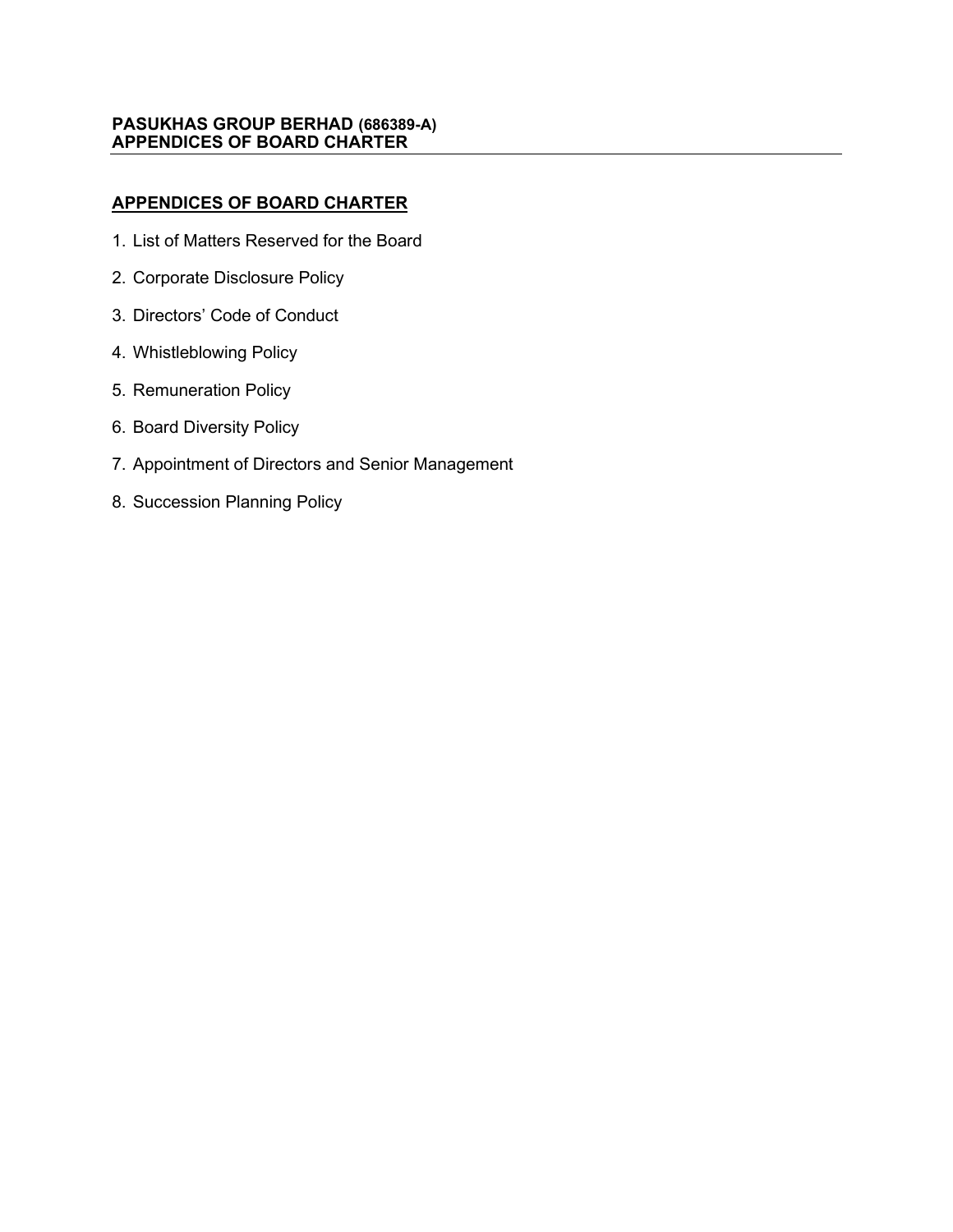## APPENDICES OF BOARD CHARTER

1. List of Matters Reserved for the Board
2. Corporate Disclosure Policy
3. Directors' Code of Conduct
4. Whistleblowing Policy
5. Remuneration Policy
6. Board Diversity Policy
7. Appointment of Directors and Senior Management
8. Succession Planning Policy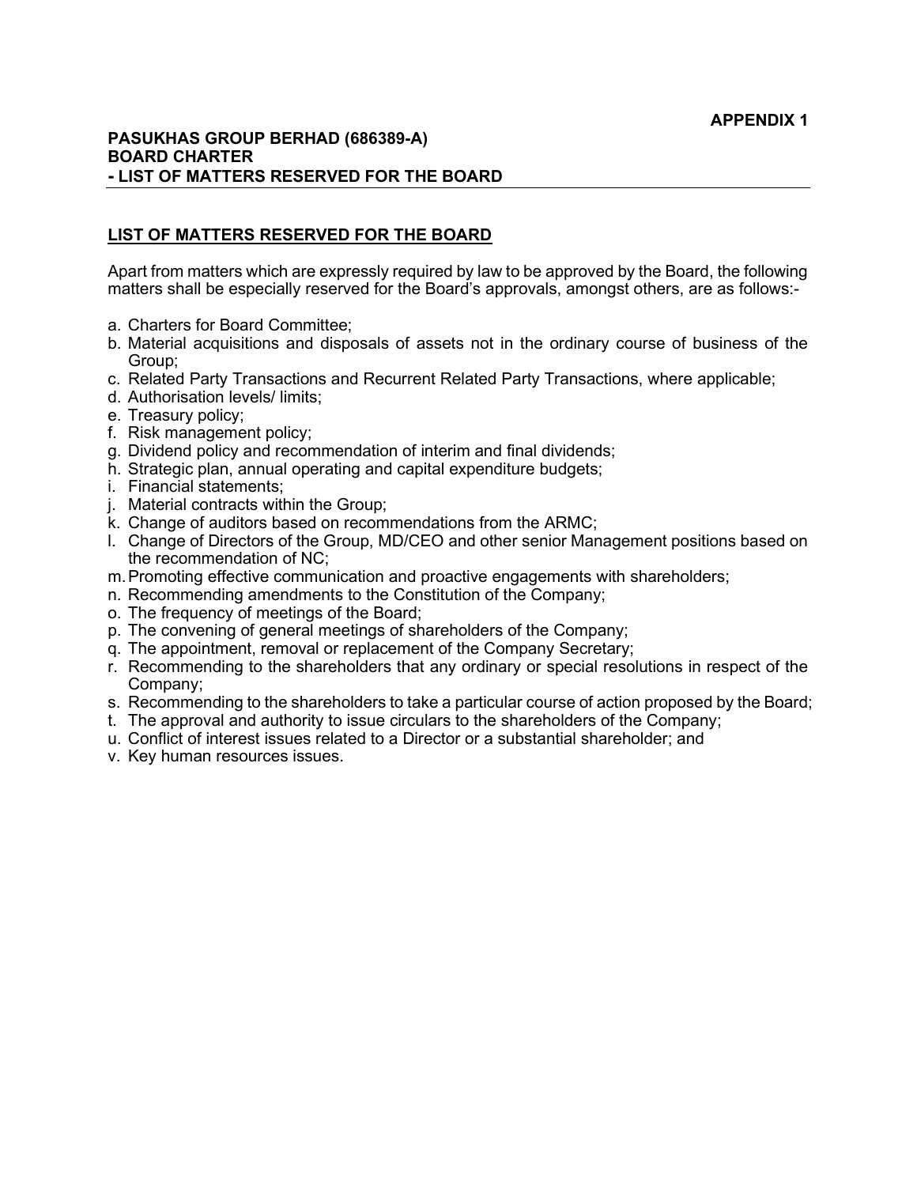**APPENDIX 1**

**PASUKHAS GROUP BERHAD (686389-A)**
**BOARD CHARTER**
**- LIST OF MATTERS RESERVED FOR THE BOARD**

## LIST OF MATTERS RESERVED FOR THE BOARD

Apart from matters which are expressly required by law to be approved by the Board, the following matters shall be especially reserved for the Board's approvals, amongst others, are as follows:-

a. Charters for Board Committee;
b. Material acquisitions and disposals of assets not in the ordinary course of business of the Group;
c. Related Party Transactions and Recurrent Related Party Transactions, where applicable;
d. Authorisation levels/ limits;
e. Treasury policy;
f. Risk management policy;
g. Dividend policy and recommendation of interim and final dividends;
h. Strategic plan, annual operating and capital expenditure budgets;
i. Financial statements;
j. Material contracts within the Group;
k. Change of auditors based on recommendations from the ARMC;
l. Change of Directors of the Group, MD/CEO and other senior Management positions based on the recommendation of NC;
m. Promoting effective communication and proactive engagements with shareholders;
n. Recommending amendments to the Constitution of the Company;
o. The frequency of meetings of the Board;
p. The convening of general meetings of shareholders of the Company;
q. The appointment, removal or replacement of the Company Secretary;
r. Recommending to the shareholders that any ordinary or special resolutions in respect of the Company;
s. Recommending to the shareholders to take a particular course of action proposed by the Board;
t. The approval and authority to issue circulars to the shareholders of the Company;
u. Conflict of interest issues related to a Director or a substantial shareholder; and
v. Key human resources issues.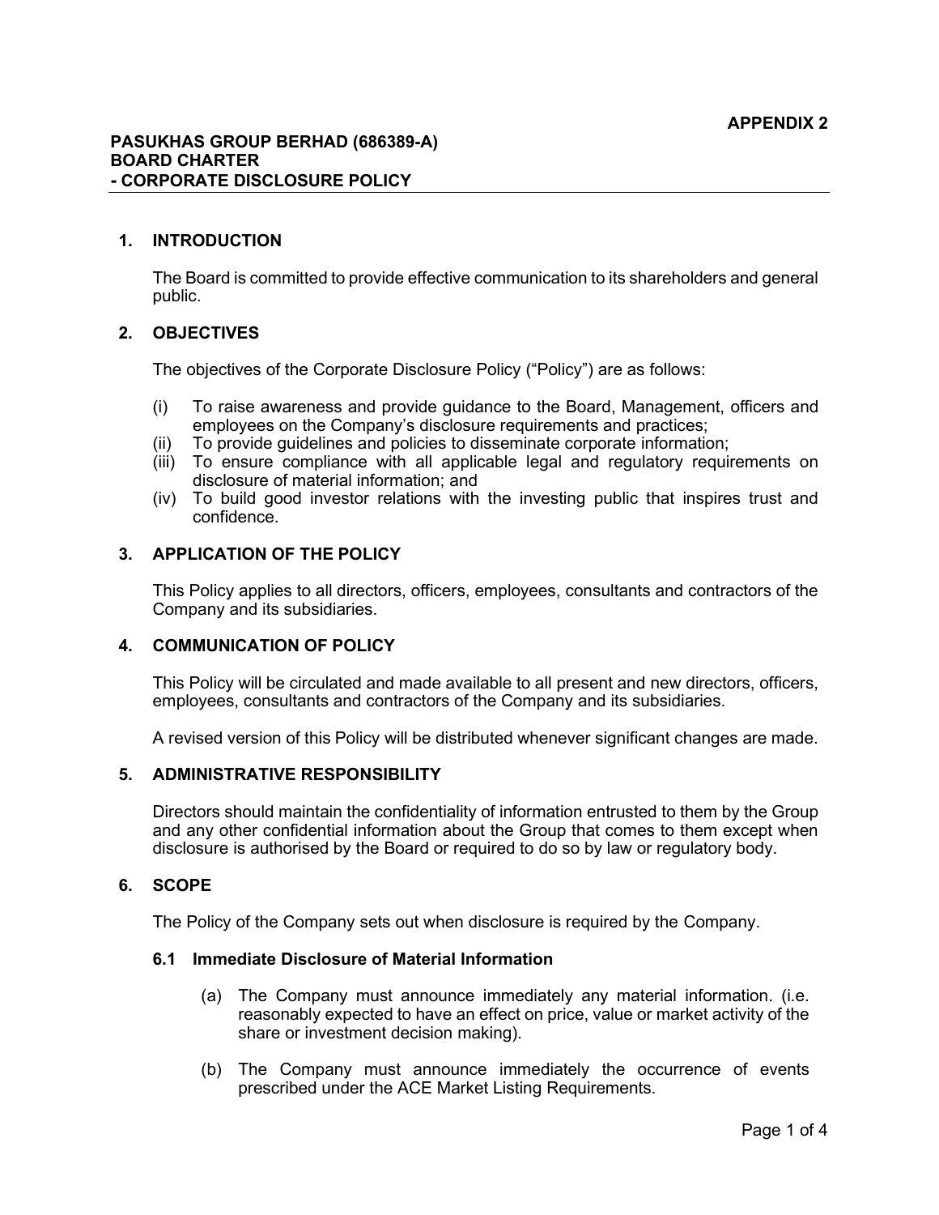**APPENDIX 2**

**PASUKHAS GROUP BERHAD (686389-A)**
**BOARD CHARTER**
**- CORPORATE DISCLOSURE POLICY**

## 1. INTRODUCTION

The Board is committed to provide effective communication to its shareholders and general public.

## 2. OBJECTIVES

The objectives of the Corporate Disclosure Policy ("Policy") are as follows:

(i) To raise awareness and provide guidance to the Board, Management, officers and employees on the Company's disclosure requirements and practices;
(ii) To provide guidelines and policies to disseminate corporate information;
(iii) To ensure compliance with all applicable legal and regulatory requirements on disclosure of material information; and
(iv) To build good investor relations with the investing public that inspires trust and confidence.

## 3. APPLICATION OF THE POLICY

This Policy applies to all directors, officers, employees, consultants and contractors of the Company and its subsidiaries.

## 4. COMMUNICATION OF POLICY

This Policy will be circulated and made available to all present and new directors, officers, employees, consultants and contractors of the Company and its subsidiaries.

A revised version of this Policy will be distributed whenever significant changes are made.

## 5. ADMINISTRATIVE RESPONSIBILITY

Directors should maintain the confidentiality of information entrusted to them by the Group and any other confidential information about the Group that comes to them except when disclosure is authorised by the Board or required to do so by law or regulatory body.

## 6. SCOPE

The Policy of the Company sets out when disclosure is required by the Company.

### 6.1 Immediate Disclosure of Material Information

(a) The Company must announce immediately any material information. (i.e. reasonably expected to have an effect on price, value or market activity of the share or investment decision making).

(b) The Company must announce immediately the occurrence of events prescribed under the ACE Market Listing Requirements.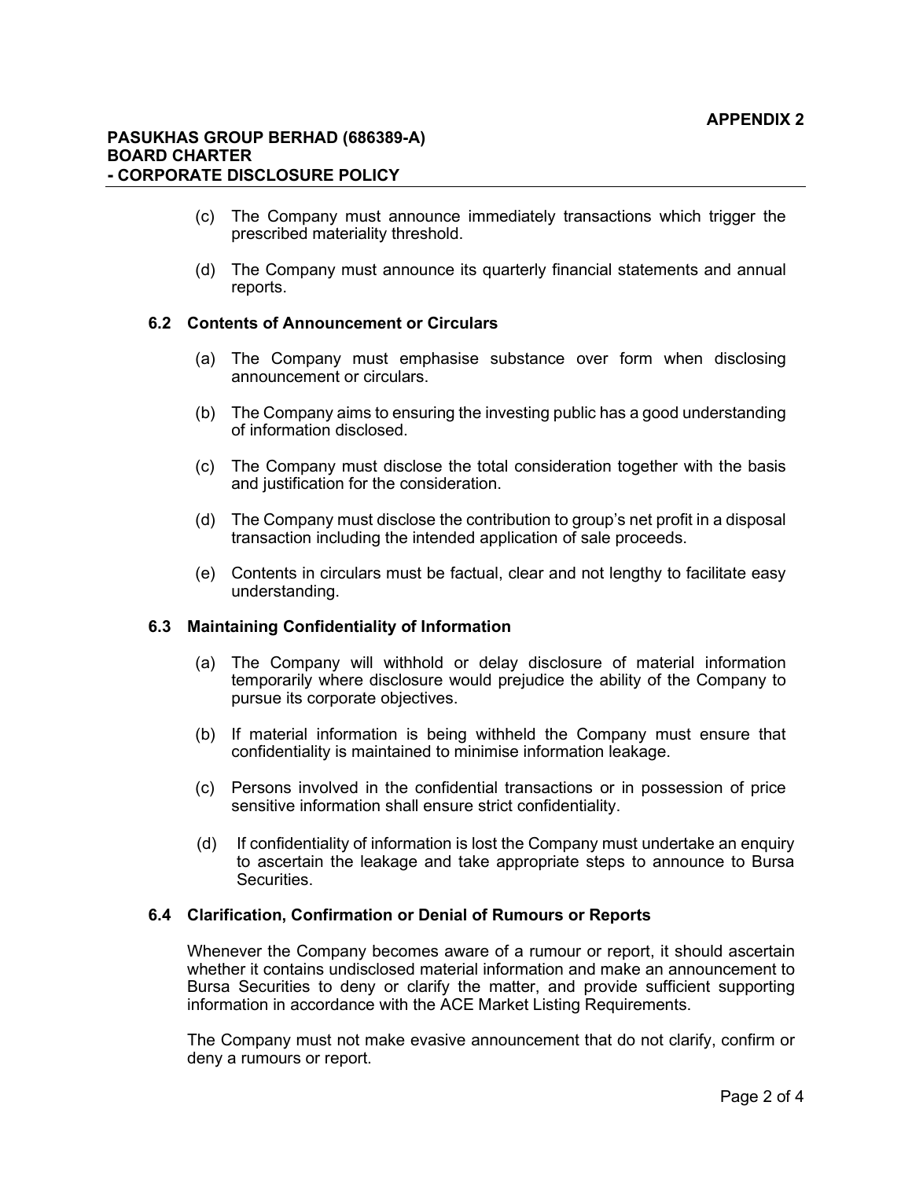(c) The Company must announce immediately transactions which trigger the prescribed materiality threshold.

(d) The Company must announce its quarterly financial statements and annual reports.

### 6.2 Contents of Announcement or Circulars

(a) The Company must emphasise substance over form when disclosing announcement or circulars.

(b) The Company aims to ensuring the investing public has a good understanding of information disclosed.

(c) The Company must disclose the total consideration together with the basis and justification for the consideration.

(d) The Company must disclose the contribution to group's net profit in a disposal transaction including the intended application of sale proceeds.

(e) Contents in circulars must be factual, clear and not lengthy to facilitate easy understanding.

### 6.3 Maintaining Confidentiality of Information

(a) The Company will withhold or delay disclosure of material information temporarily where disclosure would prejudice the ability of the Company to pursue its corporate objectives.

(b) If material information is being withheld the Company must ensure that confidentiality is maintained to minimise information leakage.

(c) Persons involved in the confidential transactions or in possession of price sensitive information shall ensure strict confidentiality.

(d) If confidentiality of information is lost the Company must undertake an enquiry to ascertain the leakage and take appropriate steps to announce to Bursa Securities.

### 6.4 Clarification, Confirmation or Denial of Rumours or Reports

Whenever the Company becomes aware of a rumour or report, it should ascertain whether it contains undisclosed material information and make an announcement to Bursa Securities to deny or clarify the matter, and provide sufficient supporting information in accordance with the ACE Market Listing Requirements.

The Company must not make evasive announcement that do not clarify, confirm or deny a rumours or report.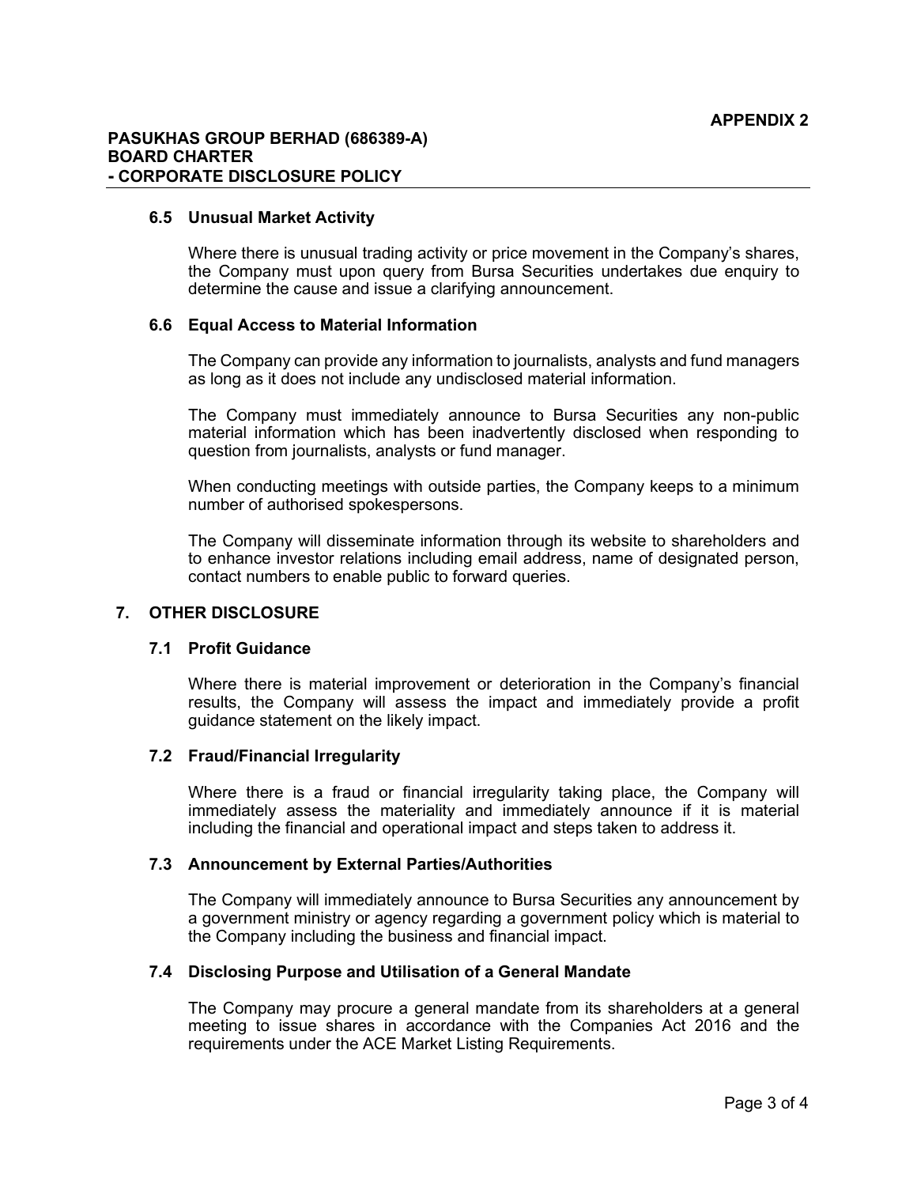### 6.5 Unusual Market Activity

Where there is unusual trading activity or price movement in the Company's shares, the Company must upon query from Bursa Securities undertakes due enquiry to determine the cause and issue a clarifying announcement.

### 6.6 Equal Access to Material Information

The Company can provide any information to journalists, analysts and fund managers as long as it does not include any undisclosed material information.

The Company must immediately announce to Bursa Securities any non-public material information which has been inadvertently disclosed when responding to question from journalists, analysts or fund manager.

When conducting meetings with outside parties, the Company keeps to a minimum number of authorised spokespersons.

The Company will disseminate information through its website to shareholders and to enhance investor relations including email address, name of designated person, contact numbers to enable public to forward queries.

## 7. OTHER DISCLOSURE

### 7.1 Profit Guidance

Where there is material improvement or deterioration in the Company's financial results, the Company will assess the impact and immediately provide a profit guidance statement on the likely impact.

### 7.2 Fraud/Financial Irregularity

Where there is a fraud or financial irregularity taking place, the Company will immediately assess the materiality and immediately announce if it is material including the financial and operational impact and steps taken to address it.

### 7.3 Announcement by External Parties/Authorities

The Company will immediately announce to Bursa Securities any announcement by a government ministry or agency regarding a government policy which is material to the Company including the business and financial impact.

### 7.4 Disclosing Purpose and Utilisation of a General Mandate

The Company may procure a general mandate from its shareholders at a general meeting to issue shares in accordance with the Companies Act 2016 and the requirements under the ACE Market Listing Requirements.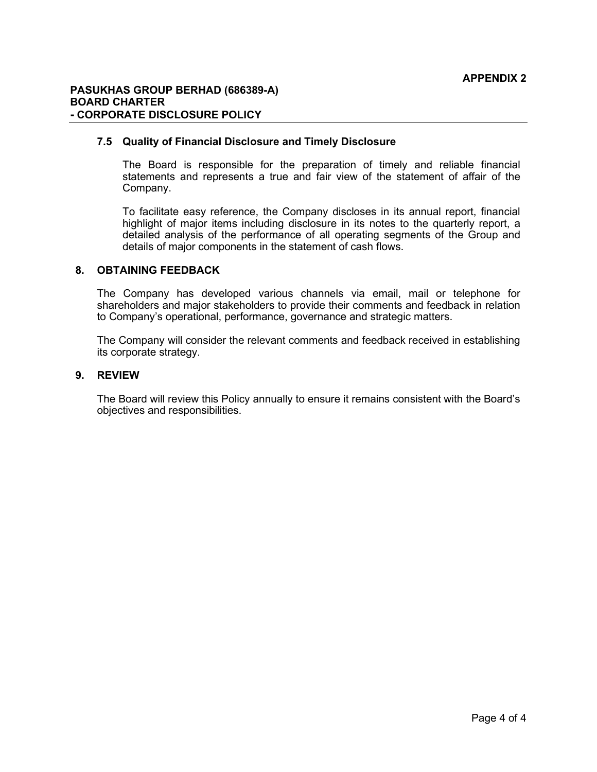### 7.5 Quality of Financial Disclosure and Timely Disclosure

The Board is responsible for the preparation of timely and reliable financial statements and represents a true and fair view of the statement of affair of the Company.

To facilitate easy reference, the Company discloses in its annual report, financial highlight of major items including disclosure in its notes to the quarterly report, a detailed analysis of the performance of all operating segments of the Group and details of major components in the statement of cash flows.

## 8. OBTAINING FEEDBACK

The Company has developed various channels via email, mail or telephone for shareholders and major stakeholders to provide their comments and feedback in relation to Company's operational, performance, governance and strategic matters.

The Company will consider the relevant comments and feedback received in establishing its corporate strategy.

## 9. REVIEW

The Board will review this Policy annually to ensure it remains consistent with the Board's objectives and responsibilities.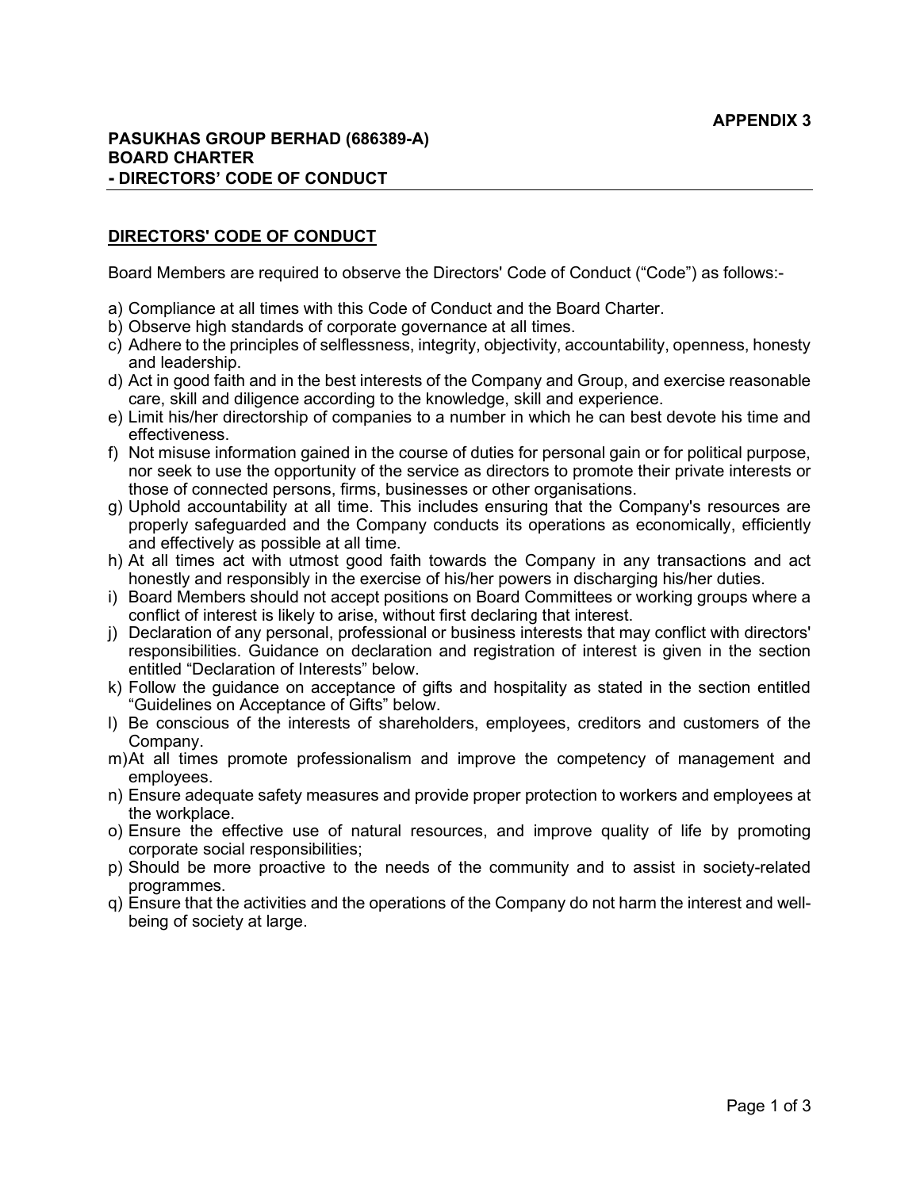**APPENDIX 3**

**PASUKHAS GROUP BERHAD (686389-A)**
**BOARD CHARTER**
**- DIRECTORS' CODE OF CONDUCT**

## DIRECTORS' CODE OF CONDUCT

Board Members are required to observe the Directors' Code of Conduct ("Code") as follows:-

a) Compliance at all times with this Code of Conduct and the Board Charter.
b) Observe high standards of corporate governance at all times.
c) Adhere to the principles of selflessness, integrity, objectivity, accountability, openness, honesty and leadership.
d) Act in good faith and in the best interests of the Company and Group, and exercise reasonable care, skill and diligence according to the knowledge, skill and experience.
e) Limit his/her directorship of companies to a number in which he can best devote his time and effectiveness.
f) Not misuse information gained in the course of duties for personal gain or for political purpose, nor seek to use the opportunity of the service as directors to promote their private interests or those of connected persons, firms, businesses or other organisations.
g) Uphold accountability at all time. This includes ensuring that the Company's resources are properly safeguarded and the Company conducts its operations as economically, efficiently and effectively as possible at all time.
h) At all times act with utmost good faith towards the Company in any transactions and act honestly and responsibly in the exercise of his/her powers in discharging his/her duties.
i) Board Members should not accept positions on Board Committees or working groups where a conflict of interest is likely to arise, without first declaring that interest.
j) Declaration of any personal, professional or business interests that may conflict with directors' responsibilities. Guidance on declaration and registration of interest is given in the section entitled "Declaration of Interests" below.
k) Follow the guidance on acceptance of gifts and hospitality as stated in the section entitled "Guidelines on Acceptance of Gifts" below.
l) Be conscious of the interests of shareholders, employees, creditors and customers of the Company.
m) At all times promote professionalism and improve the competency of management and employees.
n) Ensure adequate safety measures and provide proper protection to workers and employees at the workplace.
o) Ensure the effective use of natural resources, and improve quality of life by promoting corporate social responsibilities;
p) Should be more proactive to the needs of the community and to assist in society-related programmes.
q) Ensure that the activities and the operations of the Company do not harm the interest and well-being of society at large.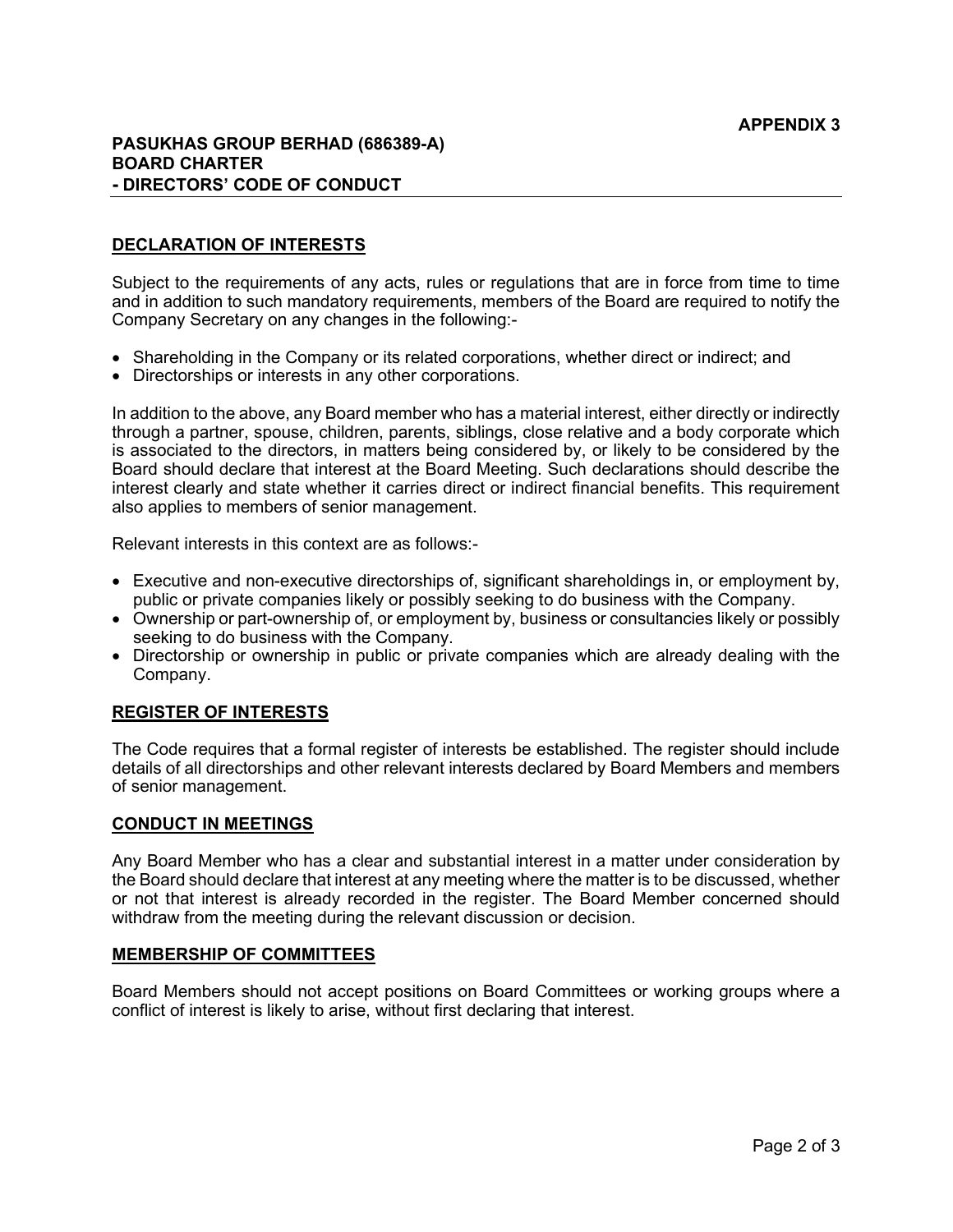**APPENDIX 3**

**PASUKHAS GROUP BERHAD (686389-A)**
**BOARD CHARTER**
**- DIRECTORS' CODE OF CONDUCT**

## DECLARATION OF INTERESTS

Subject to the requirements of any acts, rules or regulations that are in force from time to time and in addition to such mandatory requirements, members of the Board are required to notify the Company Secretary on any changes in the following:-

- Shareholding in the Company or its related corporations, whether direct or indirect; and
- Directorships or interests in any other corporations.

In addition to the above, any Board member who has a material interest, either directly or indirectly through a partner, spouse, children, parents, siblings, close relative and a body corporate which is associated to the directors, in matters being considered by, or likely to be considered by the Board should declare that interest at the Board Meeting. Such declarations should describe the interest clearly and state whether it carries direct or indirect financial benefits. This requirement also applies to members of senior management.

Relevant interests in this context are as follows:-

- Executive and non-executive directorships of, significant shareholdings in, or employment by, public or private companies likely or possibly seeking to do business with the Company.
- Ownership or part-ownership of, or employment by, business or consultancies likely or possibly seeking to do business with the Company.
- Directorship or ownership in public or private companies which are already dealing with the Company.

## REGISTER OF INTERESTS

The Code requires that a formal register of interests be established. The register should include details of all directorships and other relevant interests declared by Board Members and members of senior management.

## CONDUCT IN MEETINGS

Any Board Member who has a clear and substantial interest in a matter under consideration by the Board should declare that interest at any meeting where the matter is to be discussed, whether or not that interest is already recorded in the register. The Board Member concerned should withdraw from the meeting during the relevant discussion or decision.

## MEMBERSHIP OF COMMITTEES

Board Members should not accept positions on Board Committees or working groups where a conflict of interest is likely to arise, without first declaring that interest.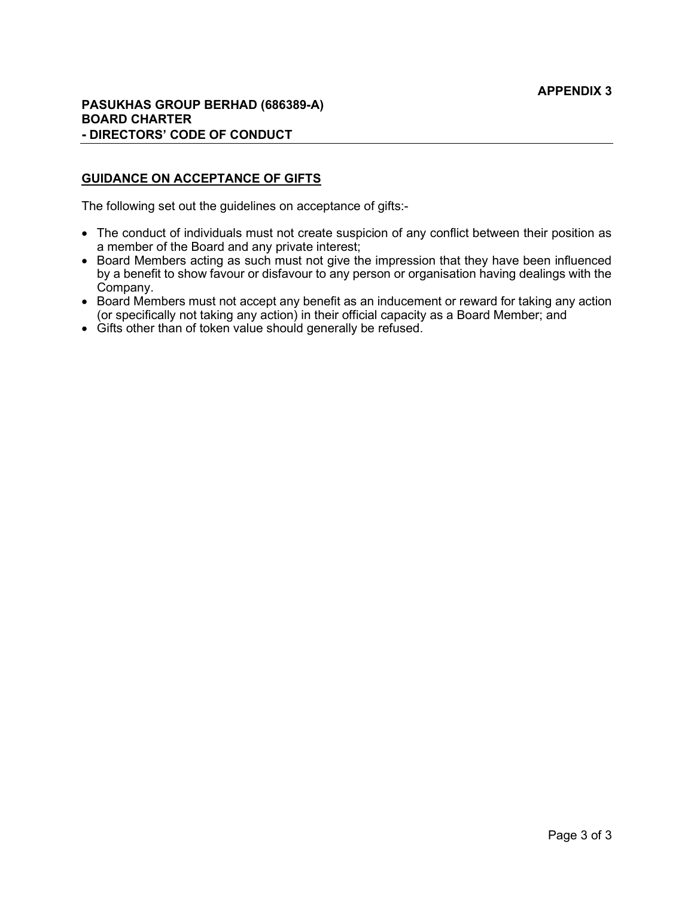**APPENDIX 3**

**PASUKHAS GROUP BERHAD (686389-A)**
**BOARD CHARTER**
**- DIRECTORS' CODE OF CONDUCT**

## GUIDANCE ON ACCEPTANCE OF GIFTS

The following set out the guidelines on acceptance of gifts:-

- The conduct of individuals must not create suspicion of any conflict between their position as a member of the Board and any private interest;
- Board Members acting as such must not give the impression that they have been influenced by a benefit to show favour or disfavour to any person or organisation having dealings with the Company.
- Board Members must not accept any benefit as an inducement or reward for taking any action (or specifically not taking any action) in their official capacity as a Board Member; and
- Gifts other than of token value should generally be refused.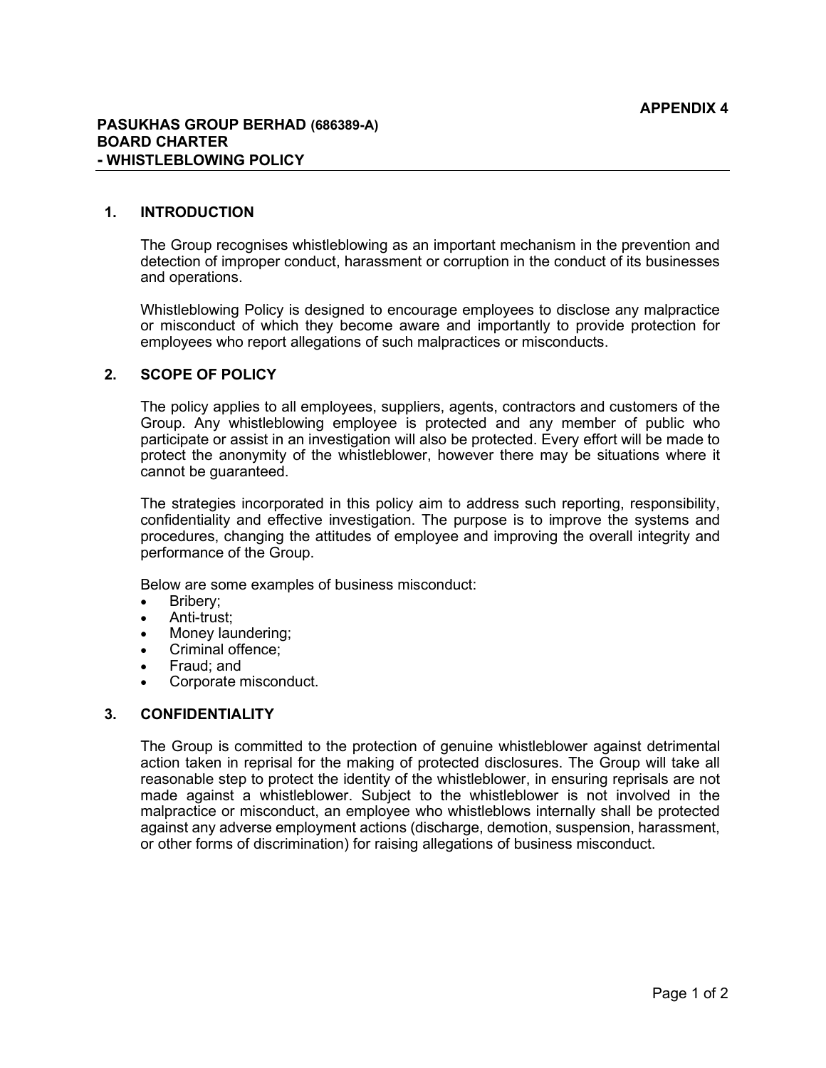**APPENDIX 4**

**PASUKHAS GROUP BERHAD (686389-A)**
**BOARD CHARTER**
**- WHISTLEBLOWING POLICY**

## 1. INTRODUCTION

The Group recognises whistleblowing as an important mechanism in the prevention and detection of improper conduct, harassment or corruption in the conduct of its businesses and operations.

Whistleblowing Policy is designed to encourage employees to disclose any malpractice or misconduct of which they become aware and importantly to provide protection for employees who report allegations of such malpractices or misconducts.

## 2. SCOPE OF POLICY

The policy applies to all employees, suppliers, agents, contractors and customers of the Group. Any whistleblowing employee is protected and any member of public who participate or assist in an investigation will also be protected. Every effort will be made to protect the anonymity of the whistleblower, however there may be situations where it cannot be guaranteed.

The strategies incorporated in this policy aim to address such reporting, responsibility, confidentiality and effective investigation. The purpose is to improve the systems and procedures, changing the attitudes of employee and improving the overall integrity and performance of the Group.

Below are some examples of business misconduct:

- Bribery;
- Anti-trust;
- Money laundering;
- Criminal offence;
- Fraud; and
- Corporate misconduct.

## 3. CONFIDENTIALITY

The Group is committed to the protection of genuine whistleblower against detrimental action taken in reprisal for the making of protected disclosures. The Group will take all reasonable step to protect the identity of the whistleblower, in ensuring reprisals are not made against a whistleblower. Subject to the whistleblower is not involved in the malpractice or misconduct, an employee who whistleblows internally shall be protected against any adverse employment actions (discharge, demotion, suspension, harassment, or other forms of discrimination) for raising allegations of business misconduct.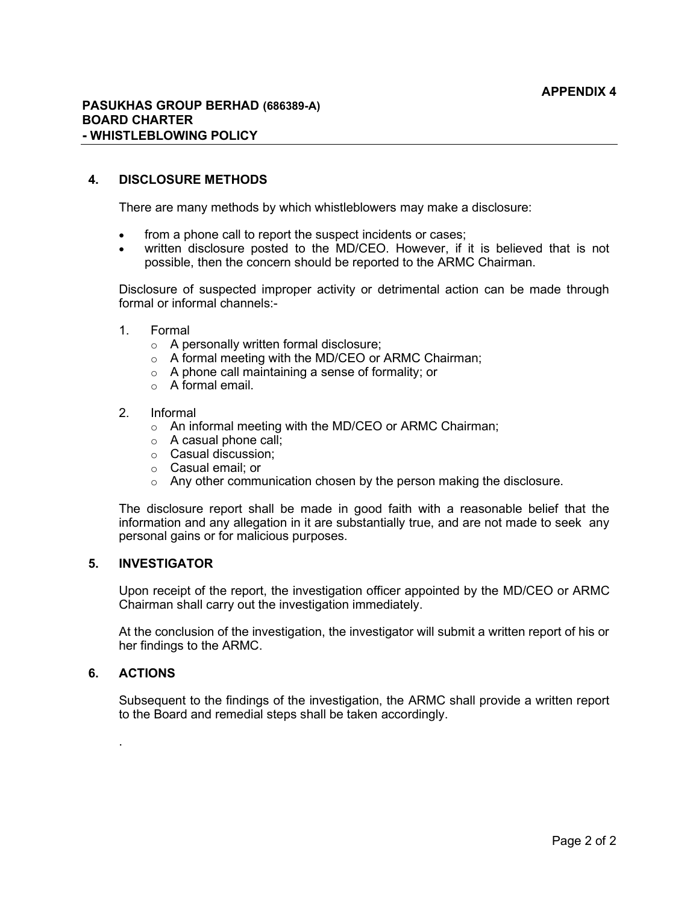## 4. DISCLOSURE METHODS

There are many methods by which whistleblowers may make a disclosure:

- from a phone call to report the suspect incidents or cases;
- written disclosure posted to the MD/CEO. However, if it is believed that is not possible, then the concern should be reported to the ARMC Chairman.

Disclosure of suspected improper activity or detrimental action can be made through formal or informal channels:-

1. Formal
   - A personally written formal disclosure;
   - A formal meeting with the MD/CEO or ARMC Chairman;
   - A phone call maintaining a sense of formality; or
   - A formal email.

2. Informal
   - An informal meeting with the MD/CEO or ARMC Chairman;
   - A casual phone call;
   - Casual discussion;
   - Casual email; or
   - Any other communication chosen by the person making the disclosure.

The disclosure report shall be made in good faith with a reasonable belief that the information and any allegation in it are substantially true, and are not made to seek any personal gains or for malicious purposes.

## 5. INVESTIGATOR

Upon receipt of the report, the investigation officer appointed by the MD/CEO or ARMC Chairman shall carry out the investigation immediately.

At the conclusion of the investigation, the investigator will submit a written report of his or her findings to the ARMC.

## 6. ACTIONS

Subsequent to the findings of the investigation, the ARMC shall provide a written report to the Board and remedial steps shall be taken accordingly.

.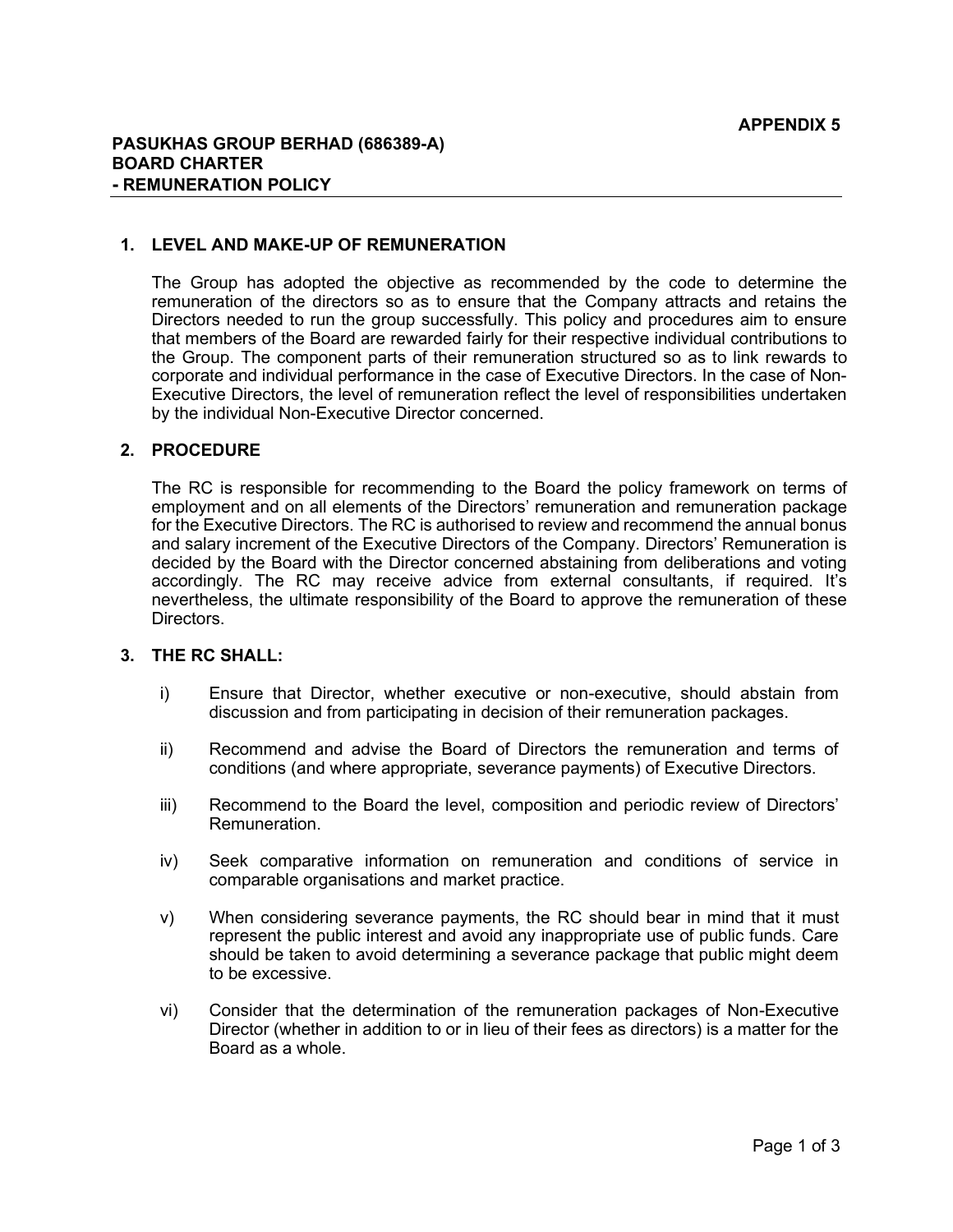**APPENDIX 5**

**PASUKHAS GROUP BERHAD (686389-A)**
**BOARD CHARTER**
**- REMUNERATION POLICY**

## 1. LEVEL AND MAKE-UP OF REMUNERATION

The Group has adopted the objective as recommended by the code to determine the remuneration of the directors so as to ensure that the Company attracts and retains the Directors needed to run the group successfully. This policy and procedures aim to ensure that members of the Board are rewarded fairly for their respective individual contributions to the Group. The component parts of their remuneration structured so as to link rewards to corporate and individual performance in the case of Executive Directors. In the case of Non-Executive Directors, the level of remuneration reflect the level of responsibilities undertaken by the individual Non-Executive Director concerned.

## 2. PROCEDURE

The RC is responsible for recommending to the Board the policy framework on terms of employment and on all elements of the Directors' remuneration and remuneration package for the Executive Directors. The RC is authorised to review and recommend the annual bonus and salary increment of the Executive Directors of the Company. Directors' Remuneration is decided by the Board with the Director concerned abstaining from deliberations and voting accordingly. The RC may receive advice from external consultants, if required. It's nevertheless, the ultimate responsibility of the Board to approve the remuneration of these Directors.

## 3. THE RC SHALL:

i) Ensure that Director, whether executive or non-executive, should abstain from discussion and from participating in decision of their remuneration packages.

ii) Recommend and advise the Board of Directors the remuneration and terms of conditions (and where appropriate, severance payments) of Executive Directors.

iii) Recommend to the Board the level, composition and periodic review of Directors' Remuneration.

iv) Seek comparative information on remuneration and conditions of service in comparable organisations and market practice.

v) When considering severance payments, the RC should bear in mind that it must represent the public interest and avoid any inappropriate use of public funds. Care should be taken to avoid determining a severance package that public might deem to be excessive.

vi) Consider that the determination of the remuneration packages of Non-Executive Director (whether in addition to or in lieu of their fees as directors) is a matter for the Board as a whole.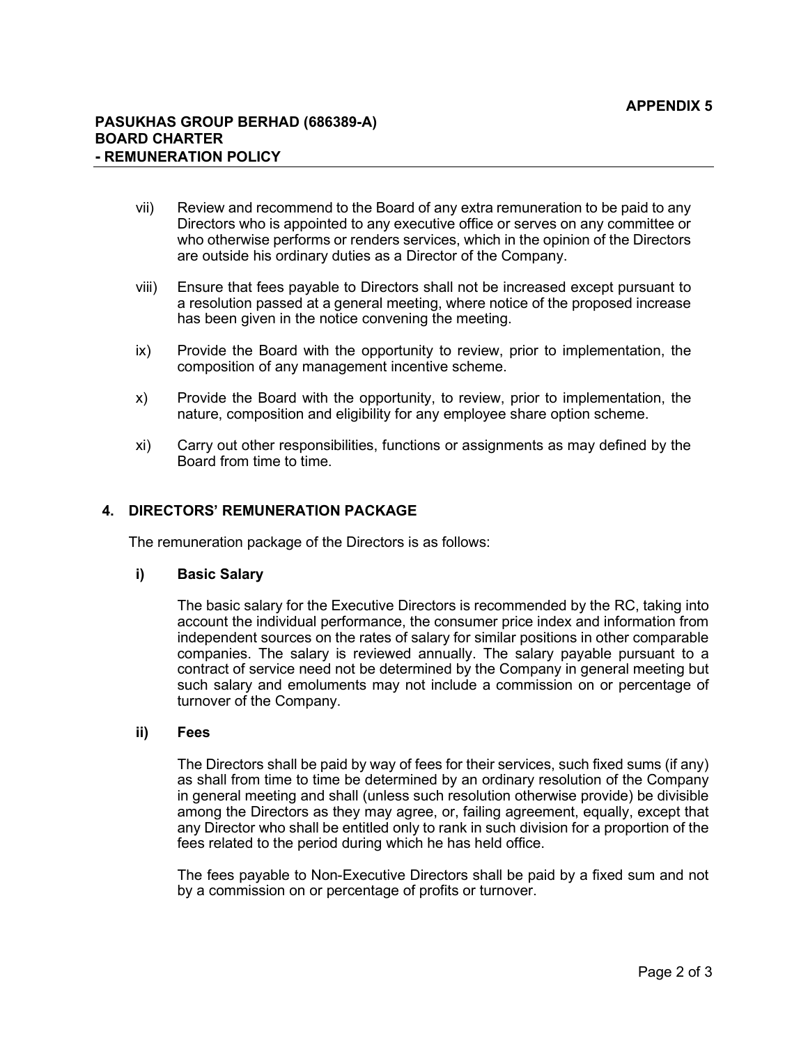vii) Review and recommend to the Board of any extra remuneration to be paid to any Directors who is appointed to any executive office or serves on any committee or who otherwise performs or renders services, which in the opinion of the Directors are outside his ordinary duties as a Director of the Company.

viii) Ensure that fees payable to Directors shall not be increased except pursuant to a resolution passed at a general meeting, where notice of the proposed increase has been given in the notice convening the meeting.

ix) Provide the Board with the opportunity to review, prior to implementation, the composition of any management incentive scheme.

x) Provide the Board with the opportunity, to review, prior to implementation, the nature, composition and eligibility for any employee share option scheme.

xi) Carry out other responsibilities, functions or assignments as may defined by the Board from time to time.

## 4. DIRECTORS' REMUNERATION PACKAGE

The remuneration package of the Directors is as follows:

### i) Basic Salary

The basic salary for the Executive Directors is recommended by the RC, taking into account the individual performance, the consumer price index and information from independent sources on the rates of salary for similar positions in other comparable companies. The salary is reviewed annually. The salary payable pursuant to a contract of service need not be determined by the Company in general meeting but such salary and emoluments may not include a commission on or percentage of turnover of the Company.

### ii) Fees

The Directors shall be paid by way of fees for their services, such fixed sums (if any) as shall from time to time be determined by an ordinary resolution of the Company in general meeting and shall (unless such resolution otherwise provide) be divisible among the Directors as they may agree, or, failing agreement, equally, except that any Director who shall be entitled only to rank in such division for a proportion of the fees related to the period during which he has held office.

The fees payable to Non-Executive Directors shall be paid by a fixed sum and not by a commission on or percentage of profits or turnover.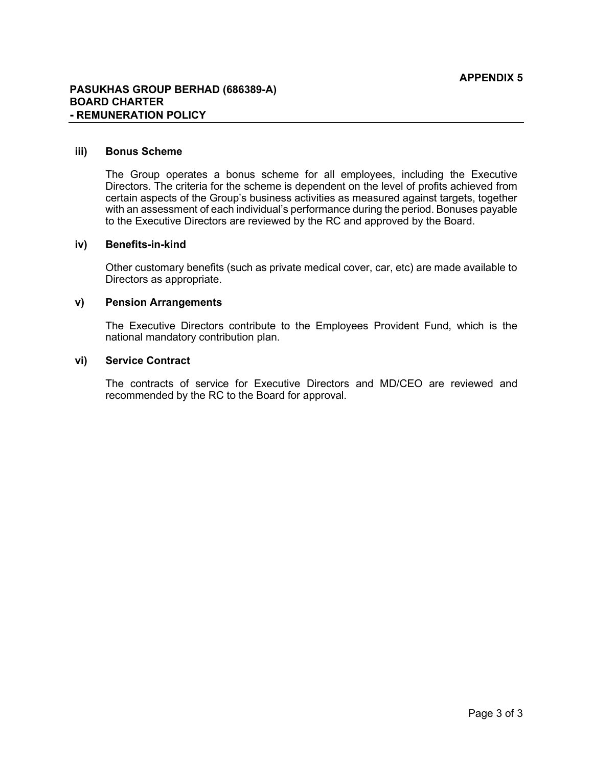**APPENDIX 5**

**PASUKHAS GROUP BERHAD (686389-A)**
**BOARD CHARTER**
**- REMUNERATION POLICY**

**iii) Bonus Scheme**

The Group operates a bonus scheme for all employees, including the Executive Directors. The criteria for the scheme is dependent on the level of profits achieved from certain aspects of the Group's business activities as measured against targets, together with an assessment of each individual's performance during the period. Bonuses payable to the Executive Directors are reviewed by the RC and approved by the Board.

**iv) Benefits-in-kind**

Other customary benefits (such as private medical cover, car, etc) are made available to Directors as appropriate.

**v) Pension Arrangements**

The Executive Directors contribute to the Employees Provident Fund, which is the national mandatory contribution plan.

**vi) Service Contract**

The contracts of service for Executive Directors and MD/CEO are reviewed and recommended by the RC to the Board for approval.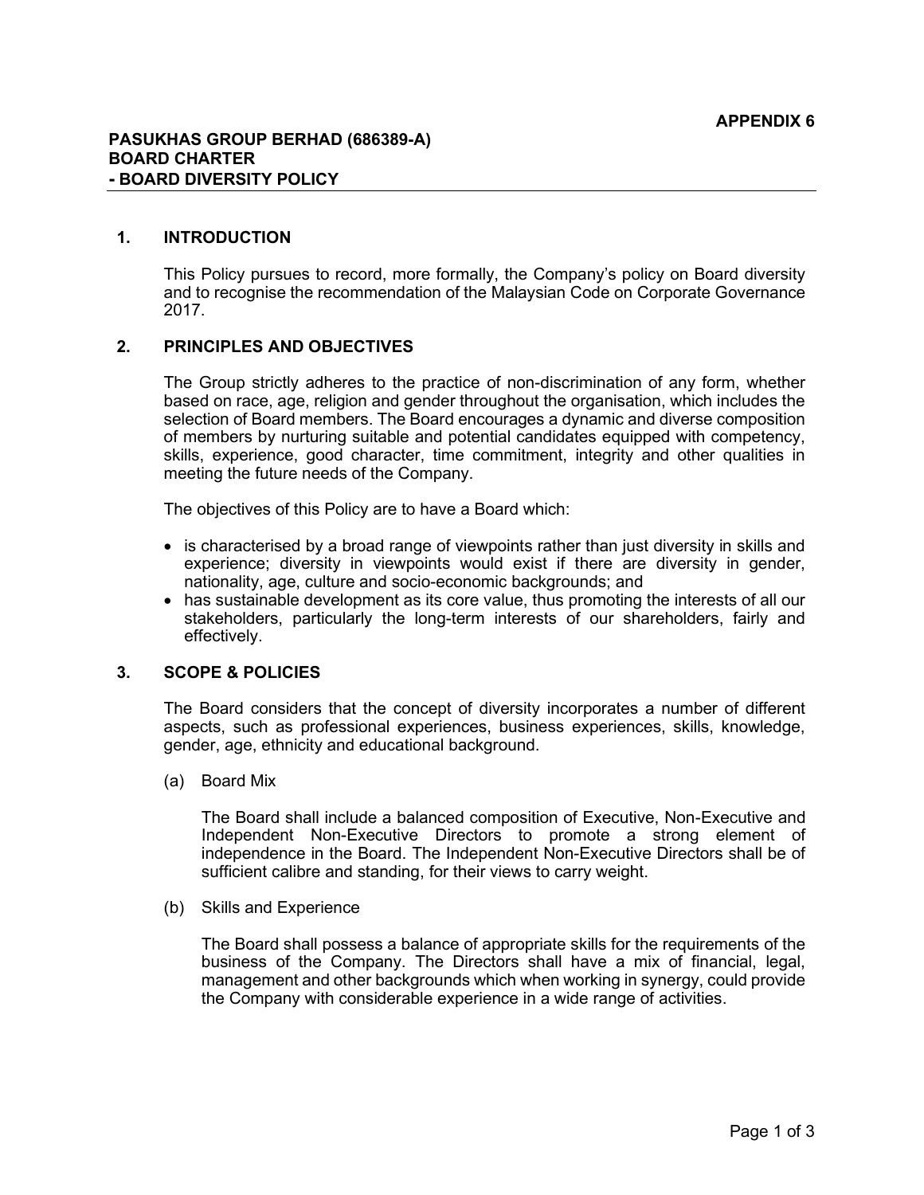**APPENDIX 6**

**PASUKHAS GROUP BERHAD (686389-A)**
**BOARD CHARTER**
**- BOARD DIVERSITY POLICY**

## 1. INTRODUCTION

This Policy pursues to record, more formally, the Company's policy on Board diversity and to recognise the recommendation of the Malaysian Code on Corporate Governance 2017.

## 2. PRINCIPLES AND OBJECTIVES

The Group strictly adheres to the practice of non-discrimination of any form, whether based on race, age, religion and gender throughout the organisation, which includes the selection of Board members. The Board encourages a dynamic and diverse composition of members by nurturing suitable and potential candidates equipped with competency, skills, experience, good character, time commitment, integrity and other qualities in meeting the future needs of the Company.

The objectives of this Policy are to have a Board which:

- is characterised by a broad range of viewpoints rather than just diversity in skills and experience; diversity in viewpoints would exist if there are diversity in gender, nationality, age, culture and socio-economic backgrounds; and
- has sustainable development as its core value, thus promoting the interests of all our stakeholders, particularly the long-term interests of our shareholders, fairly and effectively.

## 3. SCOPE & POLICIES

The Board considers that the concept of diversity incorporates a number of different aspects, such as professional experiences, business experiences, skills, knowledge, gender, age, ethnicity and educational background.

(a) Board Mix

The Board shall include a balanced composition of Executive, Non-Executive and Independent Non-Executive Directors to promote a strong element of independence in the Board. The Independent Non-Executive Directors shall be of sufficient calibre and standing, for their views to carry weight.

(b) Skills and Experience

The Board shall possess a balance of appropriate skills for the requirements of the business of the Company. The Directors shall have a mix of financial, legal, management and other backgrounds which when working in synergy, could provide the Company with considerable experience in a wide range of activities.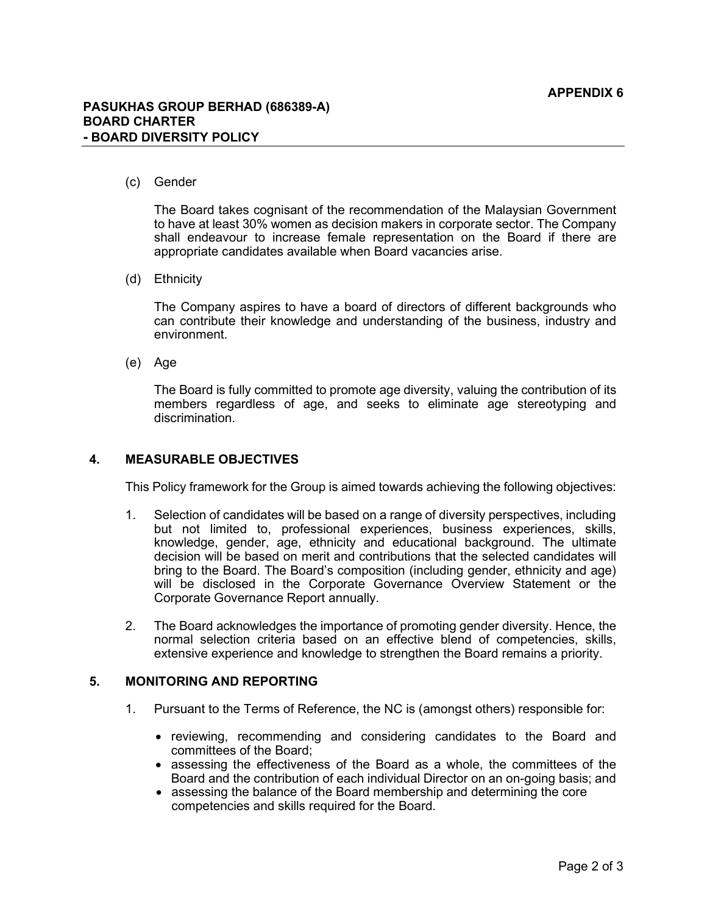(c) Gender

The Board takes cognisant of the recommendation of the Malaysian Government to have at least 30% women as decision makers in corporate sector. The Company shall endeavour to increase female representation on the Board if there are appropriate candidates available when Board vacancies arise.

(d) Ethnicity

The Company aspires to have a board of directors of different backgrounds who can contribute their knowledge and understanding of the business, industry and environment.

(e) Age

The Board is fully committed to promote age diversity, valuing the contribution of its members regardless of age, and seeks to eliminate age stereotyping and discrimination.

## 4. MEASURABLE OBJECTIVES

This Policy framework for the Group is aimed towards achieving the following objectives:

1. Selection of candidates will be based on a range of diversity perspectives, including but not limited to, professional experiences, business experiences, skills, knowledge, gender, age, ethnicity and educational background. The ultimate decision will be based on merit and contributions that the selected candidates will bring to the Board. The Board's composition (including gender, ethnicity and age) will be disclosed in the Corporate Governance Overview Statement or the Corporate Governance Report annually.

2. The Board acknowledges the importance of promoting gender diversity. Hence, the normal selection criteria based on an effective blend of competencies, skills, extensive experience and knowledge to strengthen the Board remains a priority.

## 5. MONITORING AND REPORTING

1. Pursuant to the Terms of Reference, the NC is (amongst others) responsible for:

   - reviewing, recommending and considering candidates to the Board and committees of the Board;
   - assessing the effectiveness of the Board as a whole, the committees of the Board and the contribution of each individual Director on an on-going basis; and
   - assessing the balance of the Board membership and determining the core competencies and skills required for the Board.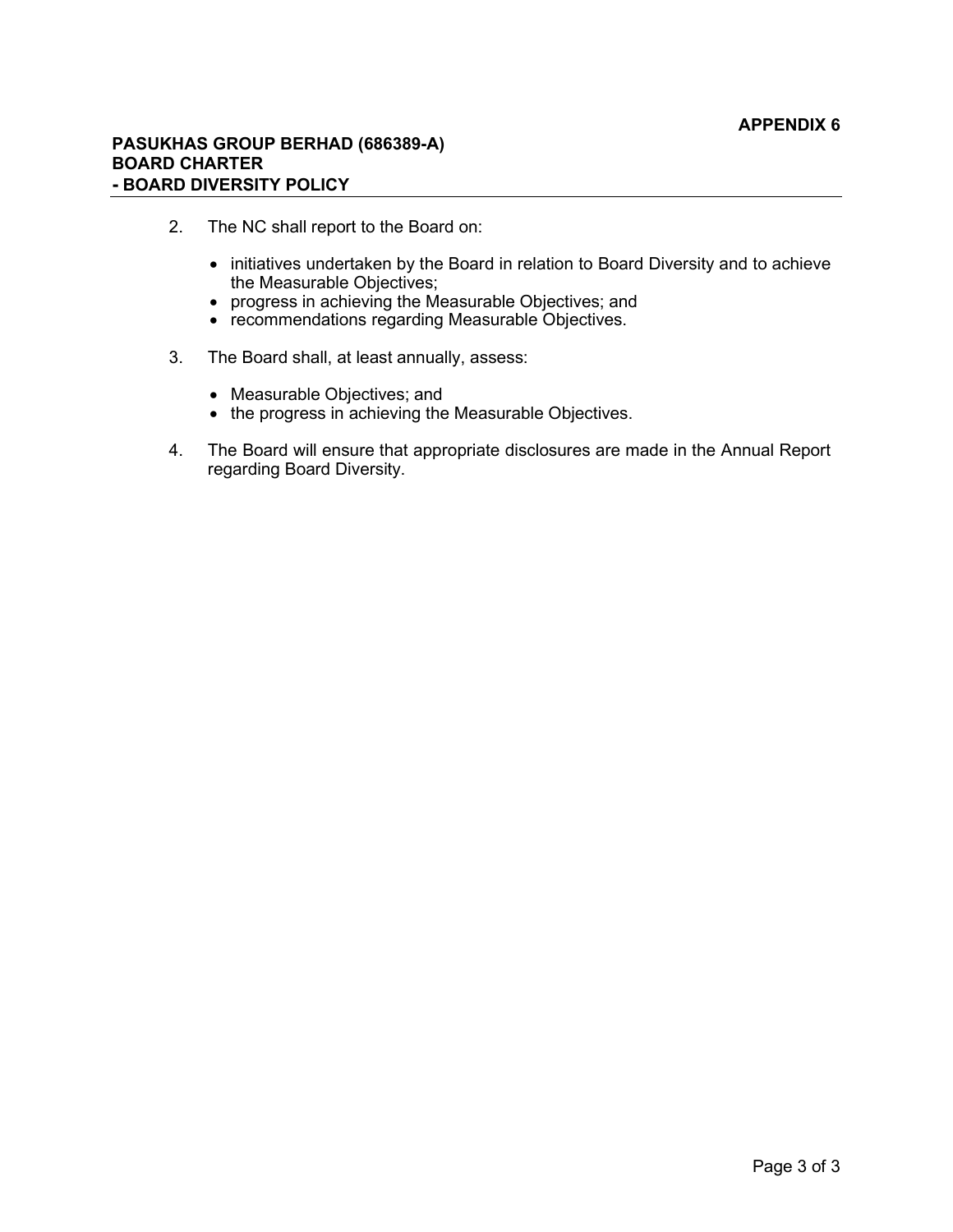2. The NC shall report to the Board on:

    - initiatives undertaken by the Board in relation to Board Diversity and to achieve the Measurable Objectives;
    - progress in achieving the Measurable Objectives; and
    - recommendations regarding Measurable Objectives.

3. The Board shall, at least annually, assess:

    - Measurable Objectives; and
    - the progress in achieving the Measurable Objectives.

4. The Board will ensure that appropriate disclosures are made in the Annual Report regarding Board Diversity.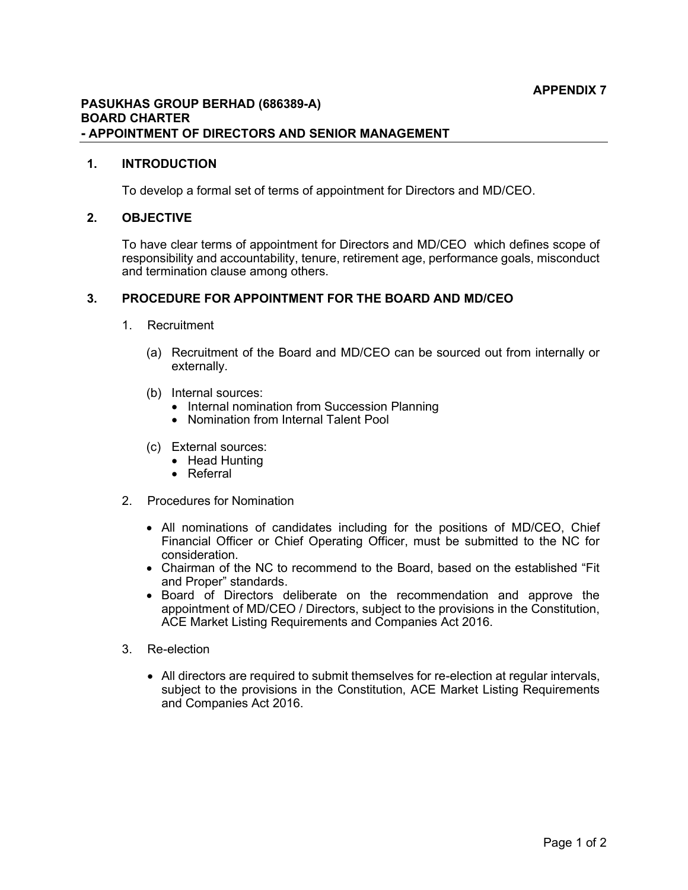**APPENDIX 7**

**PASUKHAS GROUP BERHAD (686389-A)**
**BOARD CHARTER**
**- APPOINTMENT OF DIRECTORS AND SENIOR MANAGEMENT**

## 1. INTRODUCTION

To develop a formal set of terms of appointment for Directors and MD/CEO.

## 2. OBJECTIVE

To have clear terms of appointment for Directors and MD/CEO which defines scope of responsibility and accountability, tenure, retirement age, performance goals, misconduct and termination clause among others.

## 3. PROCEDURE FOR APPOINTMENT FOR THE BOARD AND MD/CEO

1. Recruitment

   (a) Recruitment of the Board and MD/CEO can be sourced out from internally or externally.

   (b) Internal sources:
   - Internal nomination from Succession Planning
   - Nomination from Internal Talent Pool

   (c) External sources:
   - Head Hunting
   - Referral

2. Procedures for Nomination

   - All nominations of candidates including for the positions of MD/CEO, Chief Financial Officer or Chief Operating Officer, must be submitted to the NC for consideration.
   - Chairman of the NC to recommend to the Board, based on the established "Fit and Proper" standards.
   - Board of Directors deliberate on the recommendation and approve the appointment of MD/CEO / Directors, subject to the provisions in the Constitution, ACE Market Listing Requirements and Companies Act 2016.

3. Re-election

   - All directors are required to submit themselves for re-election at regular intervals, subject to the provisions in the Constitution, ACE Market Listing Requirements and Companies Act 2016.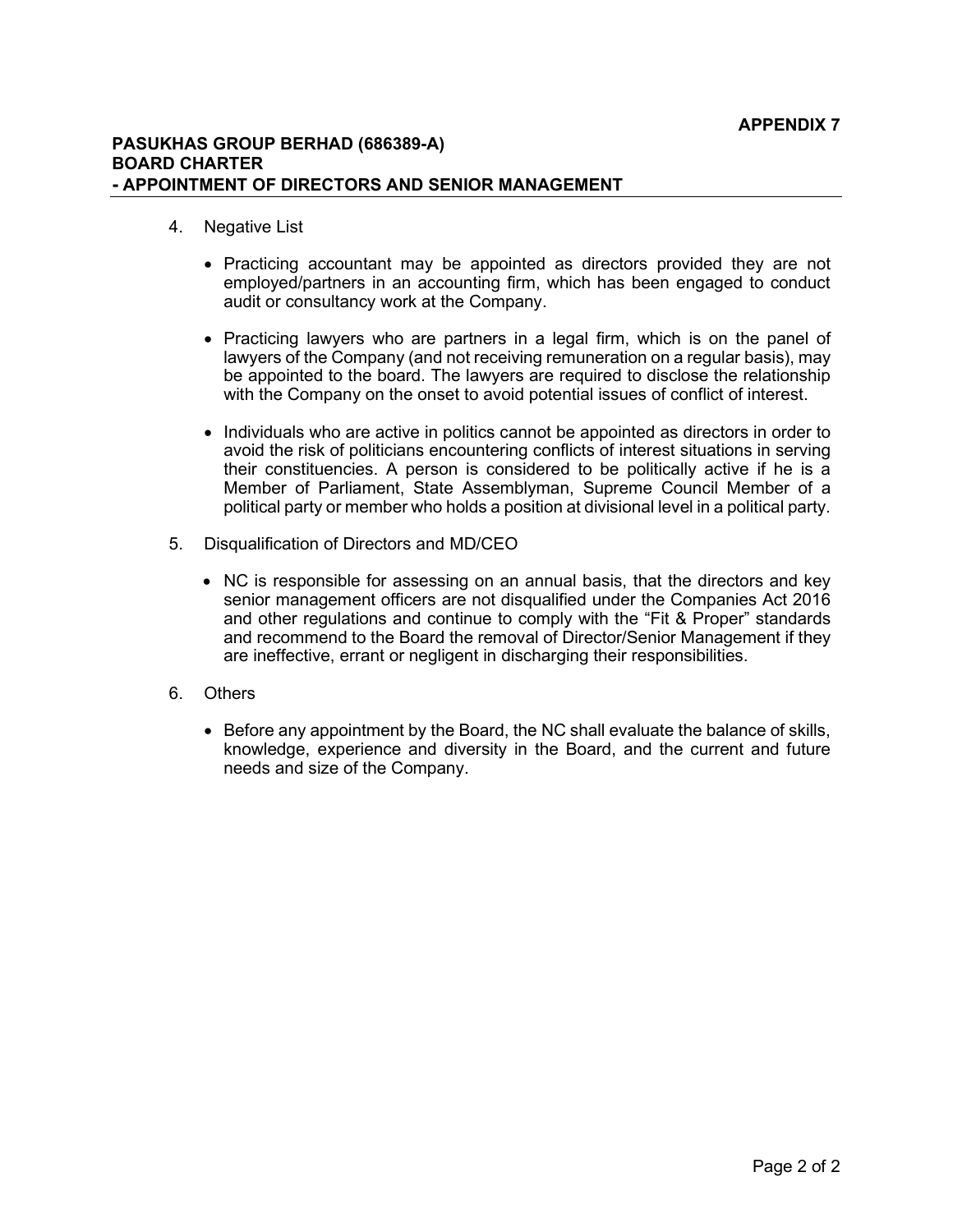**APPENDIX 7**

**PASUKHAS GROUP BERHAD (686389-A)**
**BOARD CHARTER**
**- APPOINTMENT OF DIRECTORS AND SENIOR MANAGEMENT**

4. Negative List

   - Practicing accountant may be appointed as directors provided they are not employed/partners in an accounting firm, which has been engaged to conduct audit or consultancy work at the Company.

   - Practicing lawyers who are partners in a legal firm, which is on the panel of lawyers of the Company (and not receiving remuneration on a regular basis), may be appointed to the board. The lawyers are required to disclose the relationship with the Company on the onset to avoid potential issues of conflict of interest.

   - Individuals who are active in politics cannot be appointed as directors in order to avoid the risk of politicians encountering conflicts of interest situations in serving their constituencies. A person is considered to be politically active if he is a Member of Parliament, State Assemblyman, Supreme Council Member of a political party or member who holds a position at divisional level in a political party.

5. Disqualification of Directors and MD/CEO

   - NC is responsible for assessing on an annual basis, that the directors and key senior management officers are not disqualified under the Companies Act 2016 and other regulations and continue to comply with the "Fit & Proper" standards and recommend to the Board the removal of Director/Senior Management if they are ineffective, errant or negligent in discharging their responsibilities.

6. Others

   - Before any appointment by the Board, the NC shall evaluate the balance of skills, knowledge, experience and diversity in the Board, and the current and future needs and size of the Company.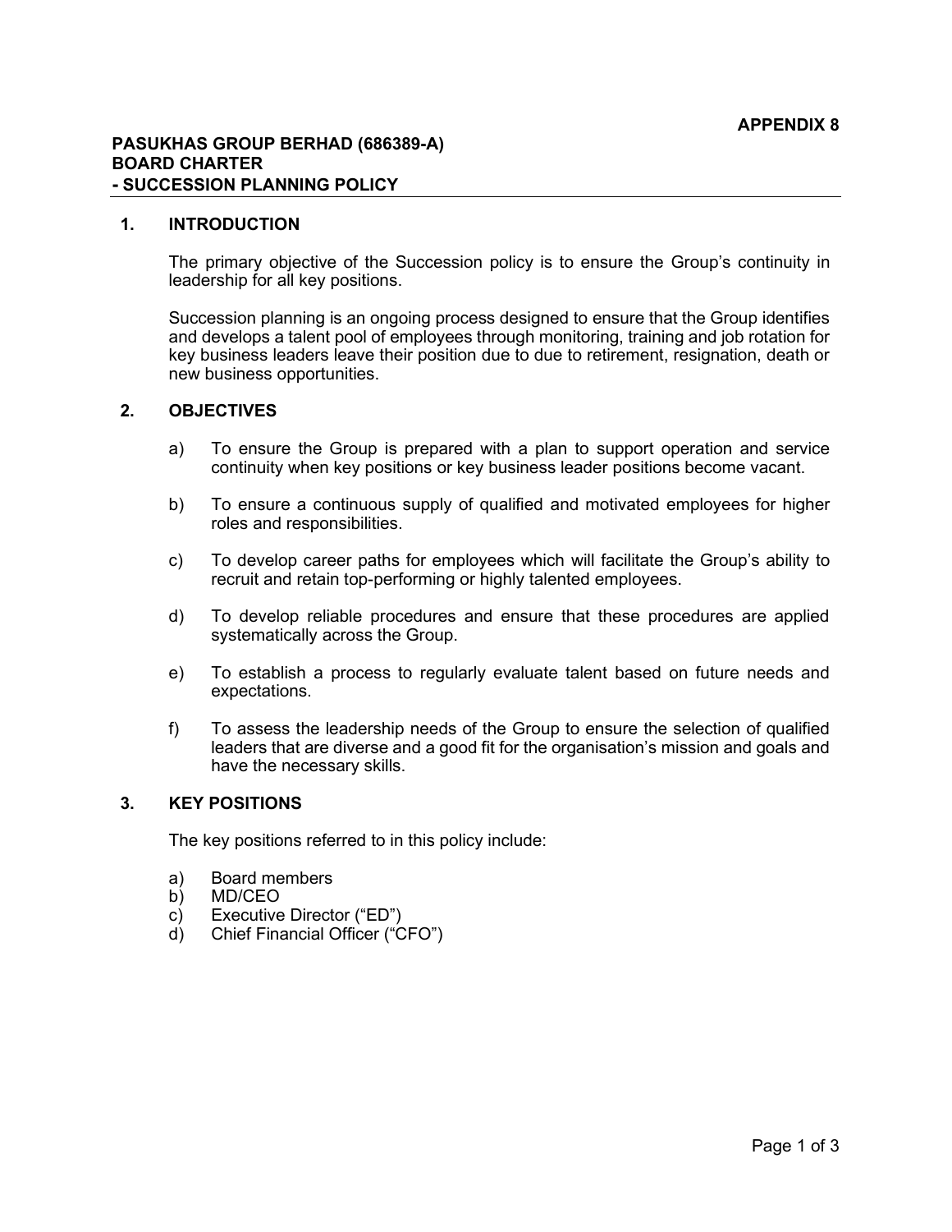**APPENDIX 8**

**PASUKHAS GROUP BERHAD (686389-A)**
**BOARD CHARTER**
**- SUCCESSION PLANNING POLICY**

## 1. INTRODUCTION

The primary objective of the Succession policy is to ensure the Group's continuity in leadership for all key positions.

Succession planning is an ongoing process designed to ensure that the Group identifies and develops a talent pool of employees through monitoring, training and job rotation for key business leaders leave their position due to due to retirement, resignation, death or new business opportunities.

## 2. OBJECTIVES

a) To ensure the Group is prepared with a plan to support operation and service continuity when key positions or key business leader positions become vacant.

b) To ensure a continuous supply of qualified and motivated employees for higher roles and responsibilities.

c) To develop career paths for employees which will facilitate the Group's ability to recruit and retain top-performing or highly talented employees.

d) To develop reliable procedures and ensure that these procedures are applied systematically across the Group.

e) To establish a process to regularly evaluate talent based on future needs and expectations.

f) To assess the leadership needs of the Group to ensure the selection of qualified leaders that are diverse and a good fit for the organisation's mission and goals and have the necessary skills.

## 3. KEY POSITIONS

The key positions referred to in this policy include:

a) Board members
b) MD/CEO
c) Executive Director ("ED")
d) Chief Financial Officer ("CFO")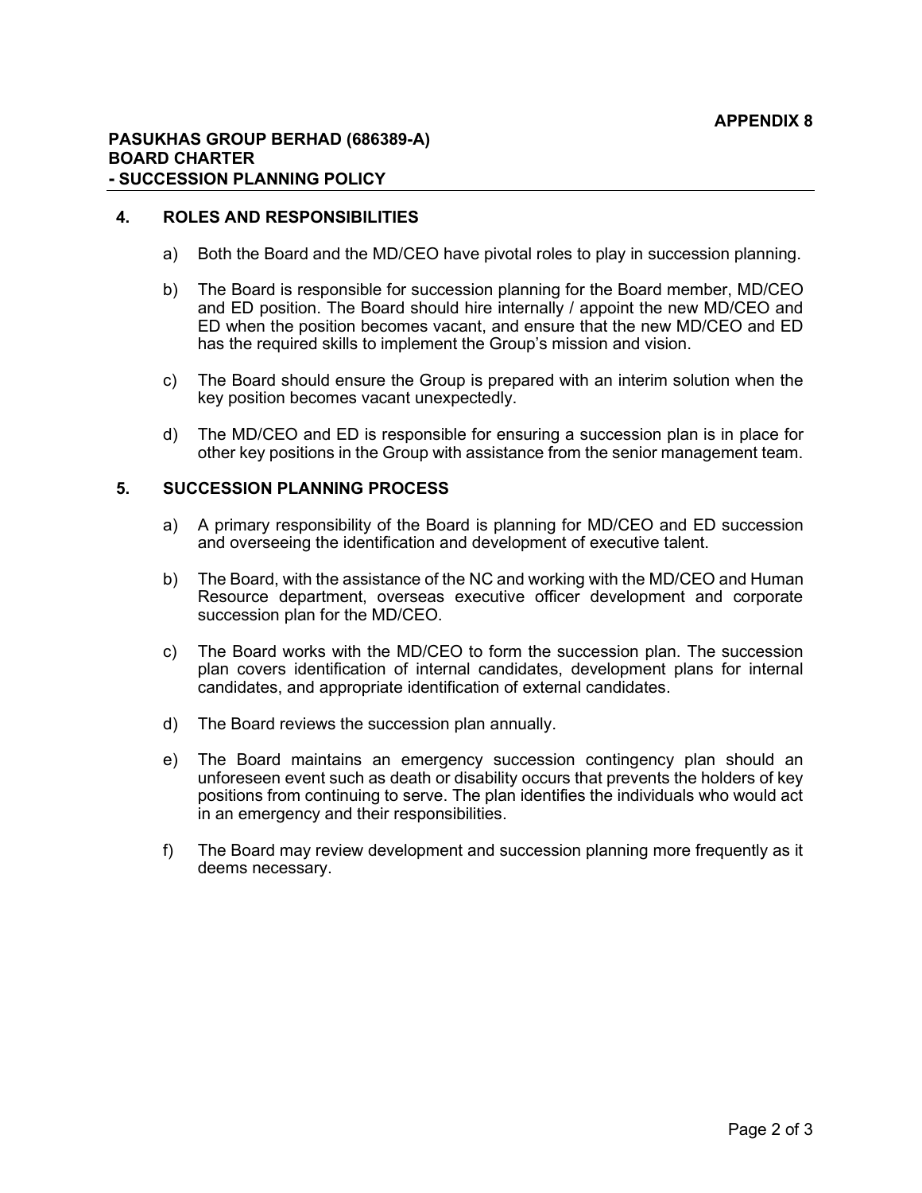**APPENDIX 8**

**PASUKHAS GROUP BERHAD (686389-A)**
**BOARD CHARTER**
**- SUCCESSION PLANNING POLICY**

## 4. ROLES AND RESPONSIBILITIES

a) Both the Board and the MD/CEO have pivotal roles to play in succession planning.

b) The Board is responsible for succession planning for the Board member, MD/CEO and ED position. The Board should hire internally / appoint the new MD/CEO and ED when the position becomes vacant, and ensure that the new MD/CEO and ED has the required skills to implement the Group's mission and vision.

c) The Board should ensure the Group is prepared with an interim solution when the key position becomes vacant unexpectedly.

d) The MD/CEO and ED is responsible for ensuring a succession plan is in place for other key positions in the Group with assistance from the senior management team.

## 5. SUCCESSION PLANNING PROCESS

a) A primary responsibility of the Board is planning for MD/CEO and ED succession and overseeing the identification and development of executive talent.

b) The Board, with the assistance of the NC and working with the MD/CEO and Human Resource department, overseas executive officer development and corporate succession plan for the MD/CEO.

c) The Board works with the MD/CEO to form the succession plan. The succession plan covers identification of internal candidates, development plans for internal candidates, and appropriate identification of external candidates.

d) The Board reviews the succession plan annually.

e) The Board maintains an emergency succession contingency plan should an unforeseen event such as death or disability occurs that prevents the holders of key positions from continuing to serve. The plan identifies the individuals who would act in an emergency and their responsibilities.

f) The Board may review development and succession planning more frequently as it deems necessary.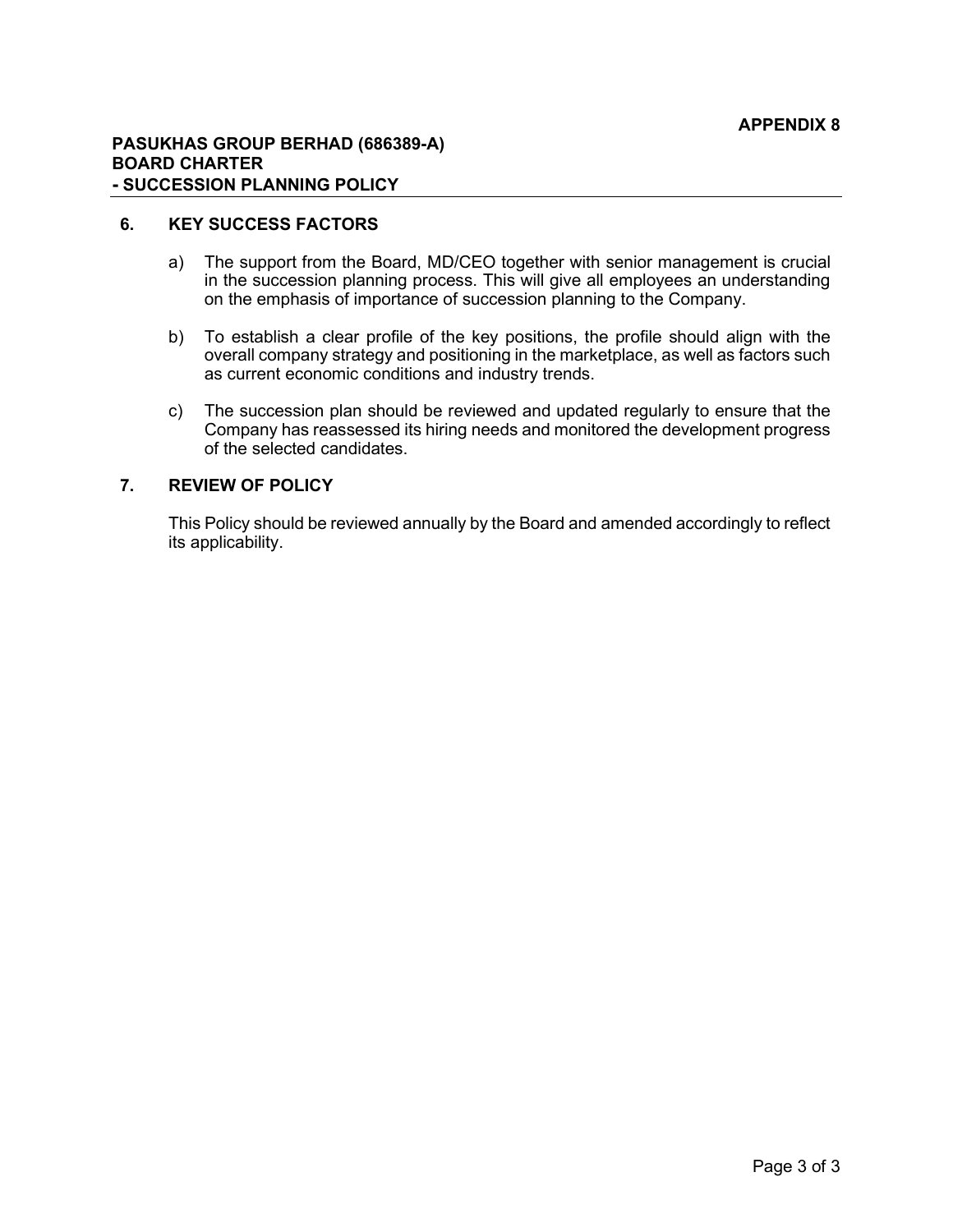## 6. KEY SUCCESS FACTORS

a) The support from the Board, MD/CEO together with senior management is crucial in the succession planning process. This will give all employees an understanding on the emphasis of importance of succession planning to the Company.

b) To establish a clear profile of the key positions, the profile should align with the overall company strategy and positioning in the marketplace, as well as factors such as current economic conditions and industry trends.

c) The succession plan should be reviewed and updated regularly to ensure that the Company has reassessed its hiring needs and monitored the development progress of the selected candidates.

## 7. REVIEW OF POLICY

This Policy should be reviewed annually by the Board and amended accordingly to reflect its applicability.